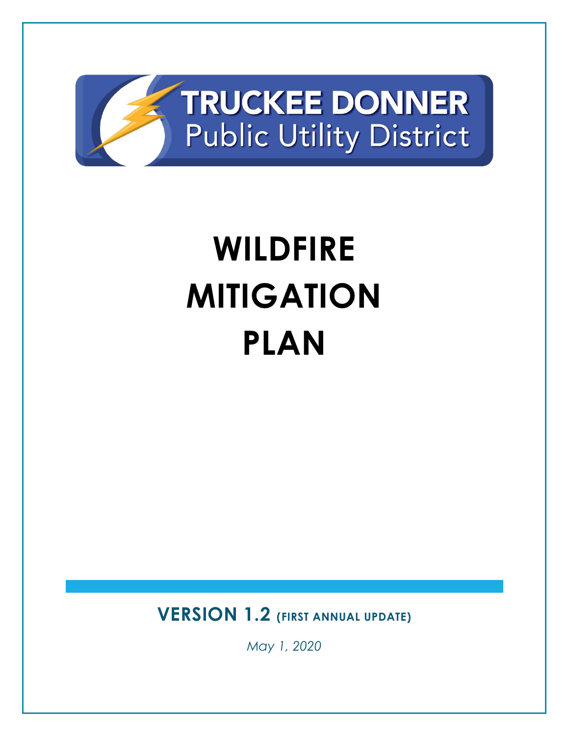TRUCKEE DONNER
Public Utility District

# WILDFIRE MITIGATION PLAN

**VERSION 1.2 (FIRST ANNUAL UPDATE)**

*May 1, 2020*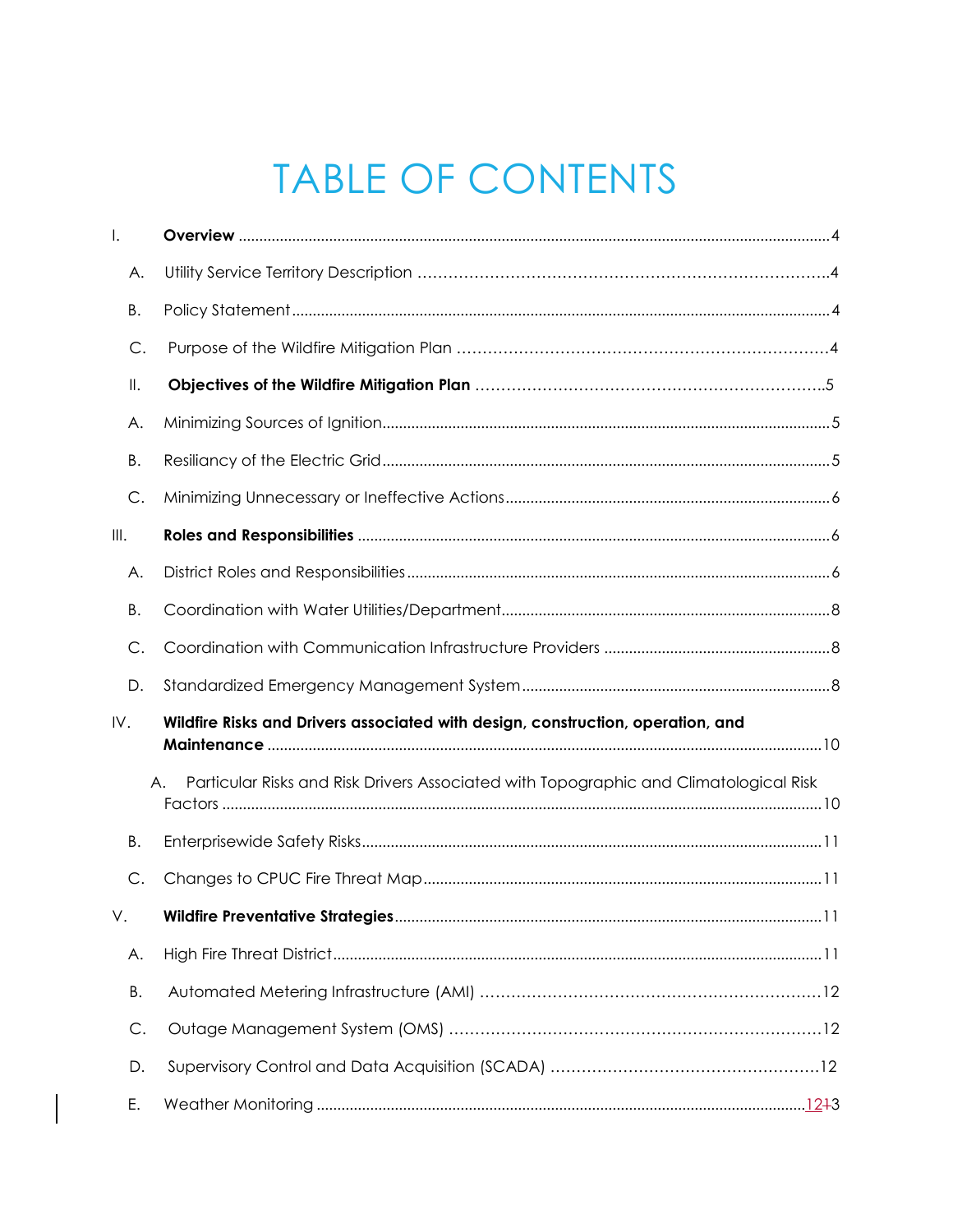# TABLE OF CONTENTS

I. **Overview** ..... 4

A. Utility Service Territory Description ..... 4

B. Policy Statement ..... 4

C. Purpose of the Wildfire Mitigation Plan ..... 4

II. **Objectives of the Wildfire Mitigation Plan** ..... 5

A. Minimizing Sources of Ignition ..... 5

B. Resiliancy of the Electric Grid ..... 5

C. Minimizing Unnecessary or Ineffective Actions ..... 6

III. **Roles and Responsibilities** ..... 6

A. District Roles and Responsibilities ..... 6

B. Coordination with Water Utilities/Department ..... 8

C. Coordination with Communication Infrastructure Providers ..... 8

D. Standardized Emergency Management System ..... 8

IV. **Wildfire Risks and Drivers associated with design, construction, operation, and Maintenance** ..... 10

A. Particular Risks and Risk Drivers Associated with Topographic and Climatological Risk Factors ..... 10

B. Enterprisewide Safety Risks ..... 11

C. Changes to CPUC Fire Threat Map ..... 11

V. **Wildfire Preventative Strategies** ..... 11

A. High Fire Threat District ..... 11

B. Automated Metering Infrastructure (AMI) ..... 12

C. Outage Management System (OMS) ..... 12

D. Supervisory Control and Data Acquisition (SCADA) ..... 12

E. Weather Monitoring ..... 1213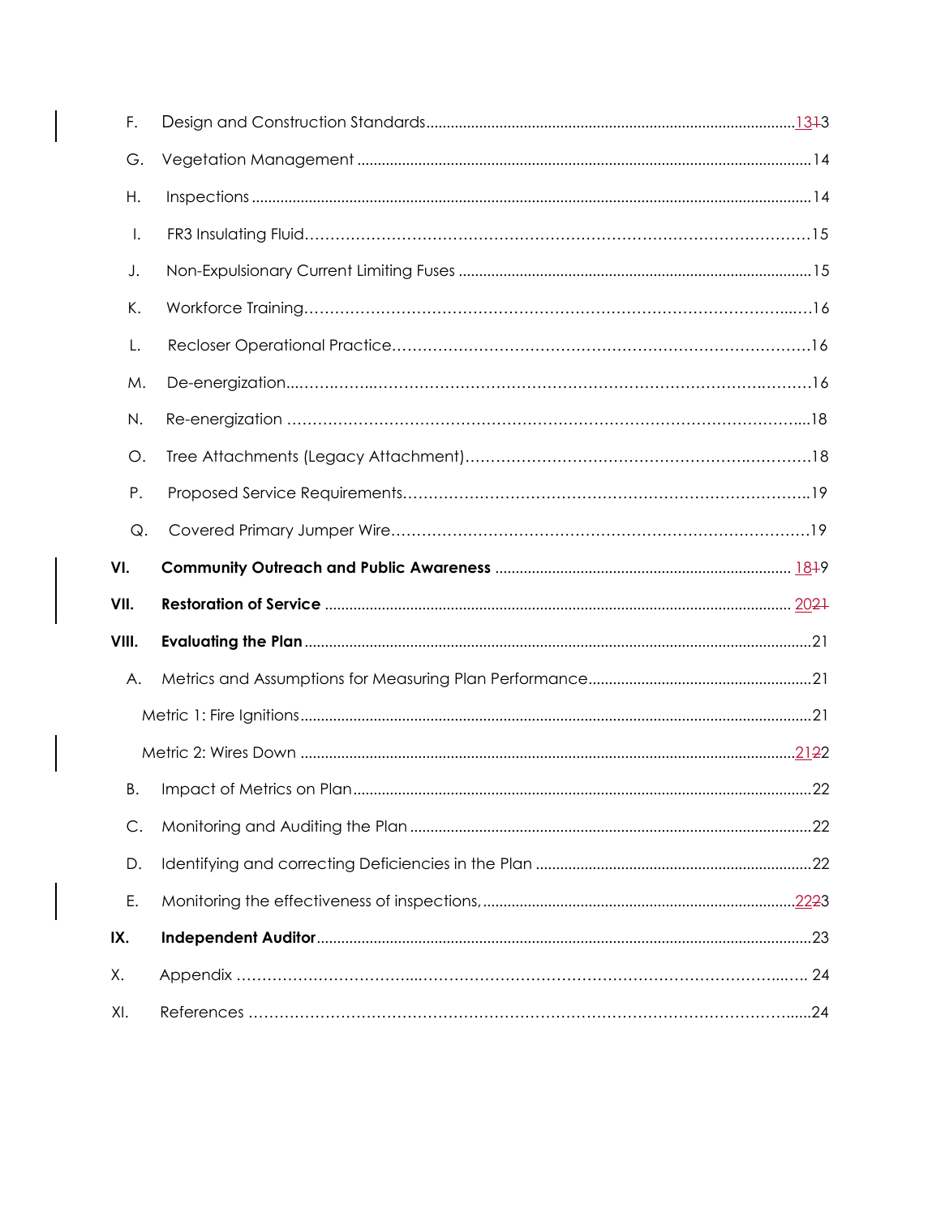F. Design and Construction Standards .......... 1313

G. Vegetation Management .......... 14

H. Inspections .......... 14

I. FR3 Insulating Fluid .......... 15

J. Non-Expulsionary Current Limiting Fuses .......... 15

K. Workforce Training .......... 16

L. Recloser Operational Practice .......... 16

M. De-energization .......... 16

N. Re-energization .......... 18

O. Tree Attachments (Legacy Attachment) .......... 18

P. Proposed Service Requirements .......... 19

Q. Covered Primary Jumper Wire .......... 19

**VI. Community Outreach and Public Awareness** .......... 1819

**VII. Restoration of Service** .......... 2021

**VIII. Evaluating the Plan** .......... 21

A. Metrics and Assumptions for Measuring Plan Performance .......... 21

Metric 1: Fire Ignitions .......... 21

Metric 2: Wires Down .......... 2122

B. Impact of Metrics on Plan .......... 22

C. Monitoring and Auditing the Plan .......... 22

D. Identifying and correcting Deficiencies in the Plan .......... 22

E. Monitoring the effectiveness of inspections, .......... 2223

**IX. Independent Auditor** .......... 23

X. Appendix .......... 24

XI. References .......... 24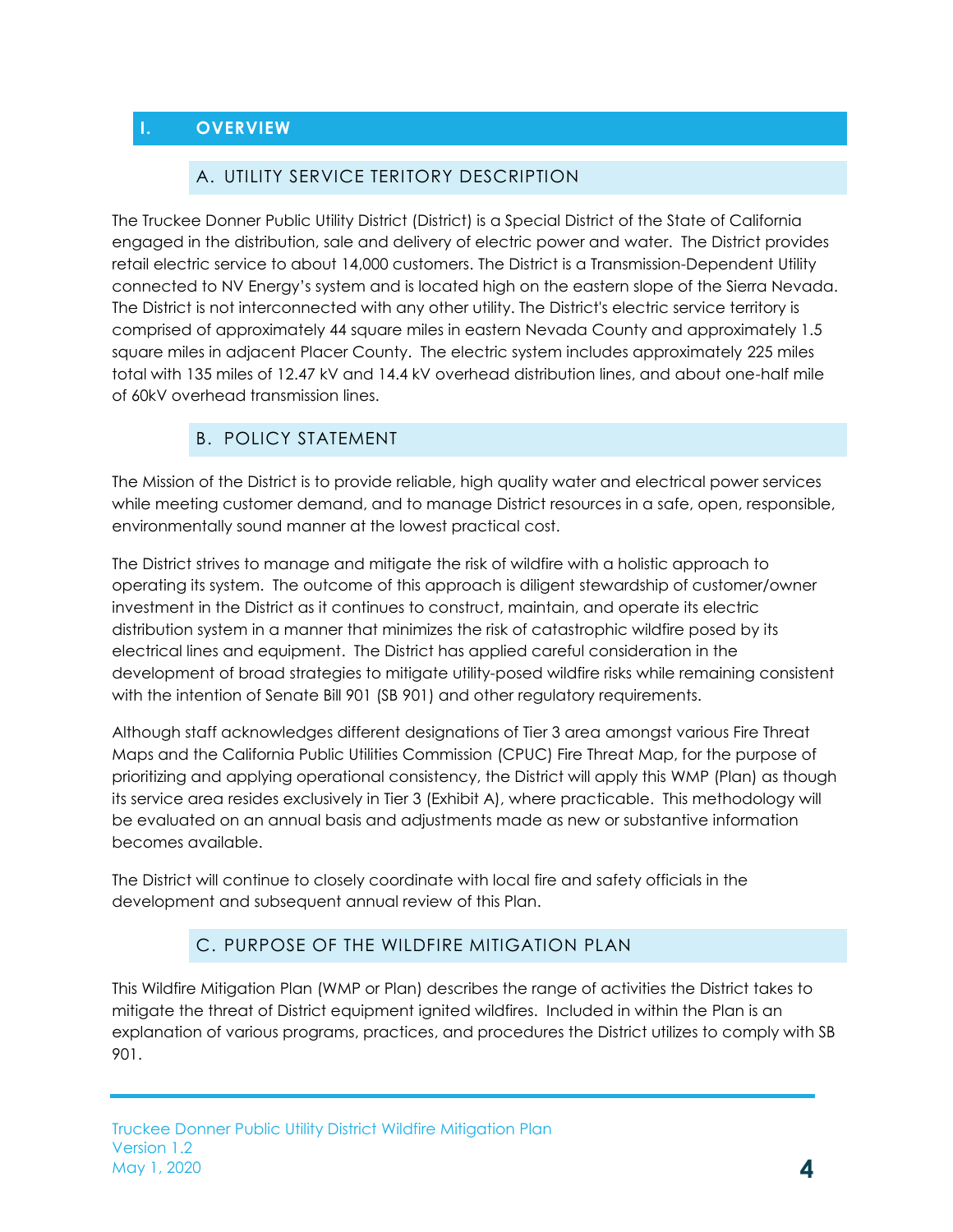# I. OVERVIEW

## A. UTILITY SERVICE TERITORY DESCRIPTION

The Truckee Donner Public Utility District (District) is a Special District of the State of California engaged in the distribution, sale and delivery of electric power and water. The District provides retail electric service to about 14,000 customers. The District is a Transmission-Dependent Utility connected to NV Energy's system and is located high on the eastern slope of the Sierra Nevada. The District is not interconnected with any other utility. The District's electric service territory is comprised of approximately 44 square miles in eastern Nevada County and approximately 1.5 square miles in adjacent Placer County. The electric system includes approximately 225 miles total with 135 miles of 12.47 kV and 14.4 kV overhead distribution lines, and about one-half mile of 60kV overhead transmission lines.

## B. POLICY STATEMENT

The Mission of the District is to provide reliable, high quality water and electrical power services while meeting customer demand, and to manage District resources in a safe, open, responsible, environmentally sound manner at the lowest practical cost.

The District strives to manage and mitigate the risk of wildfire with a holistic approach to operating its system. The outcome of this approach is diligent stewardship of customer/owner investment in the District as it continues to construct, maintain, and operate its electric distribution system in a manner that minimizes the risk of catastrophic wildfire posed by its electrical lines and equipment. The District has applied careful consideration in the development of broad strategies to mitigate utility-posed wildfire risks while remaining consistent with the intention of Senate Bill 901 (SB 901) and other regulatory requirements.

Although staff acknowledges different designations of Tier 3 area amongst various Fire Threat Maps and the California Public Utilities Commission (CPUC) Fire Threat Map, for the purpose of prioritizing and applying operational consistency, the District will apply this WMP (Plan) as though its service area resides exclusively in Tier 3 (Exhibit A), where practicable. This methodology will be evaluated on an annual basis and adjustments made as new or substantive information becomes available.

The District will continue to closely coordinate with local fire and safety officials in the development and subsequent annual review of this Plan.

## C. PURPOSE OF THE WILDFIRE MITIGATION PLAN

This Wildfire Mitigation Plan (WMP or Plan) describes the range of activities the District takes to mitigate the threat of District equipment ignited wildfires. Included in within the Plan is an explanation of various programs, practices, and procedures the District utilizes to comply with SB 901.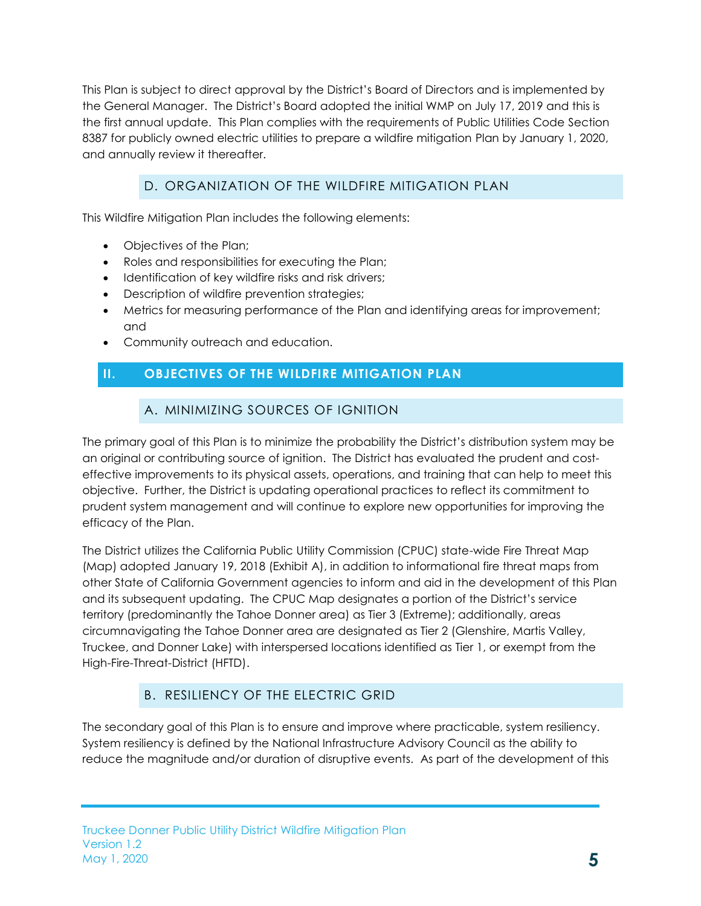This Plan is subject to direct approval by the District's Board of Directors and is implemented by the General Manager. The District's Board adopted the initial WMP on July 17, 2019 and this is the first annual update. This Plan complies with the requirements of Public Utilities Code Section 8387 for publicly owned electric utilities to prepare a wildfire mitigation Plan by January 1, 2020, and annually review it thereafter.

### D. ORGANIZATION OF THE WILDFIRE MITIGATION PLAN

This Wildfire Mitigation Plan includes the following elements:

- Objectives of the Plan;
- Roles and responsibilities for executing the Plan;
- Identification of key wildfire risks and risk drivers;
- Description of wildfire prevention strategies;
- Metrics for measuring performance of the Plan and identifying areas for improvement; and
- Community outreach and education.

## II. OBJECTIVES OF THE WILDFIRE MITIGATION PLAN

### A. MINIMIZING SOURCES OF IGNITION

The primary goal of this Plan is to minimize the probability the District's distribution system may be an original or contributing source of ignition. The District has evaluated the prudent and cost-effective improvements to its physical assets, operations, and training that can help to meet this objective. Further, the District is updating operational practices to reflect its commitment to prudent system management and will continue to explore new opportunities for improving the efficacy of the Plan.

The District utilizes the California Public Utility Commission (CPUC) state-wide Fire Threat Map (Map) adopted January 19, 2018 (Exhibit A), in addition to informational fire threat maps from other State of California Government agencies to inform and aid in the development of this Plan and its subsequent updating. The CPUC Map designates a portion of the District's service territory (predominantly the Tahoe Donner area) as Tier 3 (Extreme); additionally, areas circumnavigating the Tahoe Donner area are designated as Tier 2 (Glenshire, Martis Valley, Truckee, and Donner Lake) with interspersed locations identified as Tier 1, or exempt from the High-Fire-Threat-District (HFTD).

### B. RESILIENCY OF THE ELECTRIC GRID

The secondary goal of this Plan is to ensure and improve where practicable, system resiliency. System resiliency is defined by the National Infrastructure Advisory Council as the ability to reduce the magnitude and/or duration of disruptive events. As part of the development of this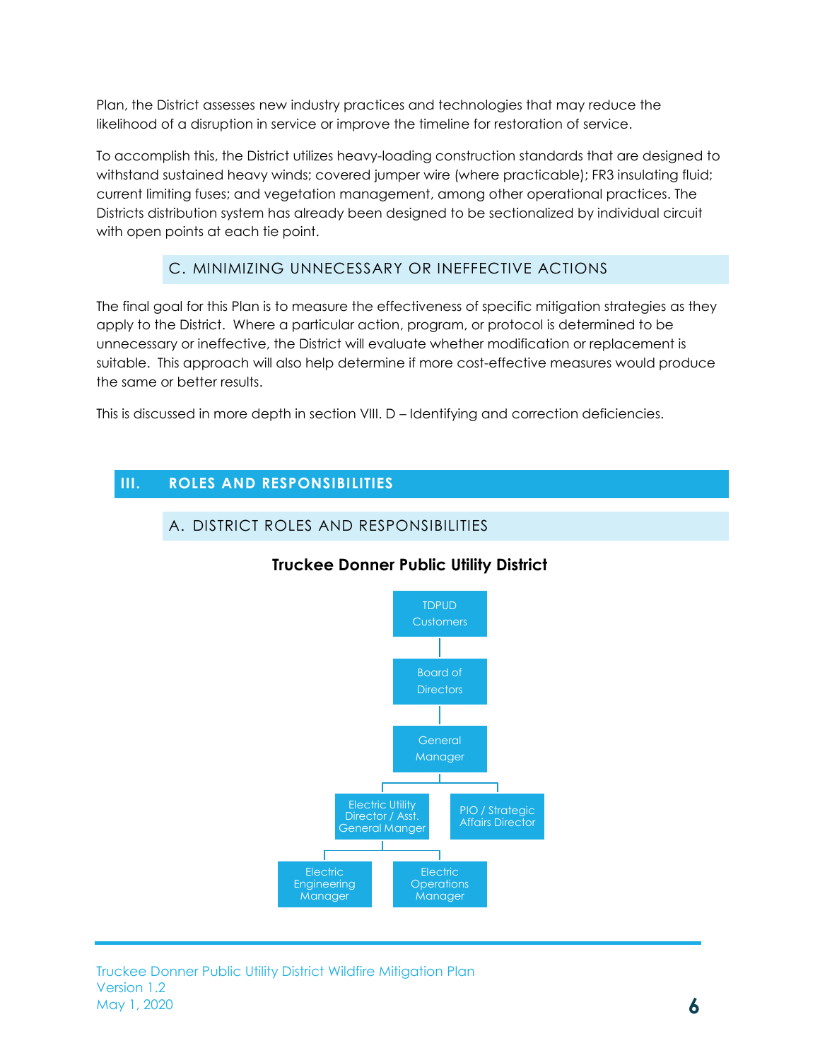Plan, the District assesses new industry practices and technologies that may reduce the likelihood of a disruption in service or improve the timeline for restoration of service.

To accomplish this, the District utilizes heavy-loading construction standards that are designed to withstand sustained heavy winds; covered jumper wire (where practicable); FR3 insulating fluid; current limiting fuses; and vegetation management, among other operational practices. The Districts distribution system has already been designed to be sectionalized by individual circuit with open points at each tie point.

### C. MINIMIZING UNNECESSARY OR INEFFECTIVE ACTIONS

The final goal for this Plan is to measure the effectiveness of specific mitigation strategies as they apply to the District. Where a particular action, program, or protocol is determined to be unnecessary or ineffective, the District will evaluate whether modification or replacement is suitable. This approach will also help determine if more cost-effective measures would produce the same or better results.

This is discussed in more depth in section VIII. D – Identifying and correction deficiencies.

## III. ROLES AND RESPONSIBILITIES

### A. DISTRICT ROLES AND RESPONSIBILITIES

**Truckee Donner Public Utility District**

- TDPUD Customers
  - Board of Directors
    - General Manager
      - Electric Utility Director / Asst. General Manger
        - Electric Engineering Manager
        - Electric Operations Manager
      - PIO / Strategic Affairs Director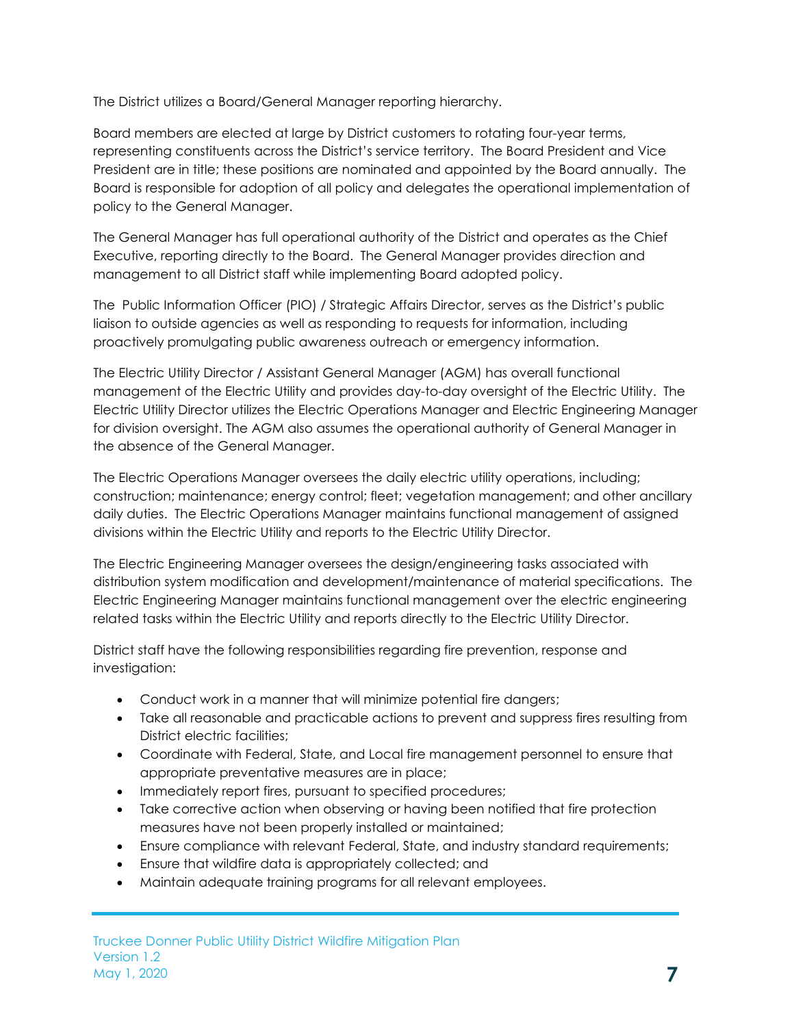The District utilizes a Board/General Manager reporting hierarchy.

Board members are elected at large by District customers to rotating four-year terms, representing constituents across the District's service territory. The Board President and Vice President are in title; these positions are nominated and appointed by the Board annually. The Board is responsible for adoption of all policy and delegates the operational implementation of policy to the General Manager.

The General Manager has full operational authority of the District and operates as the Chief Executive, reporting directly to the Board. The General Manager provides direction and management to all District staff while implementing Board adopted policy.

The Public Information Officer (PIO) / Strategic Affairs Director, serves as the District's public liaison to outside agencies as well as responding to requests for information, including proactively promulgating public awareness outreach or emergency information.

The Electric Utility Director / Assistant General Manager (AGM) has overall functional management of the Electric Utility and provides day-to-day oversight of the Electric Utility. The Electric Utility Director utilizes the Electric Operations Manager and Electric Engineering Manager for division oversight. The AGM also assumes the operational authority of General Manager in the absence of the General Manager.

The Electric Operations Manager oversees the daily electric utility operations, including; construction; maintenance; energy control; fleet; vegetation management; and other ancillary daily duties. The Electric Operations Manager maintains functional management of assigned divisions within the Electric Utility and reports to the Electric Utility Director.

The Electric Engineering Manager oversees the design/engineering tasks associated with distribution system modification and development/maintenance of material specifications. The Electric Engineering Manager maintains functional management over the electric engineering related tasks within the Electric Utility and reports directly to the Electric Utility Director.

District staff have the following responsibilities regarding fire prevention, response and investigation:

- Conduct work in a manner that will minimize potential fire dangers;
- Take all reasonable and practicable actions to prevent and suppress fires resulting from District electric facilities;
- Coordinate with Federal, State, and Local fire management personnel to ensure that appropriate preventative measures are in place;
- Immediately report fires, pursuant to specified procedures;
- Take corrective action when observing or having been notified that fire protection measures have not been properly installed or maintained;
- Ensure compliance with relevant Federal, State, and industry standard requirements;
- Ensure that wildfire data is appropriately collected; and
- Maintain adequate training programs for all relevant employees.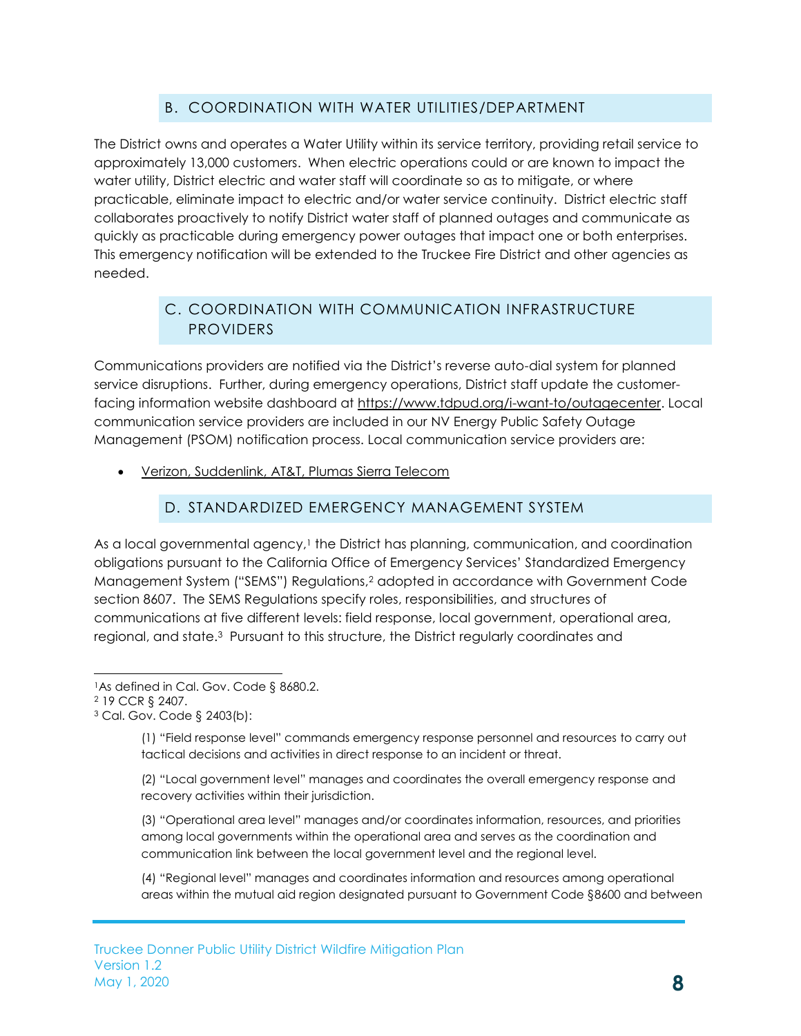## B. COORDINATION WITH WATER UTILITIES/DEPARTMENT

The District owns and operates a Water Utility within its service territory, providing retail service to approximately 13,000 customers. When electric operations could or are known to impact the water utility, District electric and water staff will coordinate so as to mitigate, or where practicable, eliminate impact to electric and/or water service continuity. District electric staff collaborates proactively to notify District water staff of planned outages and communicate as quickly as practicable during emergency power outages that impact one or both enterprises. This emergency notification will be extended to the Truckee Fire District and other agencies as needed.

## C. COORDINATION WITH COMMUNICATION INFRASTRUCTURE PROVIDERS

Communications providers are notified via the District's reverse auto-dial system for planned service disruptions. Further, during emergency operations, District staff update the customer-facing information website dashboard at https://www.tdpud.org/i-want-to/outagecenter. Local communication service providers are included in our NV Energy Public Safety Outage Management (PSOM) notification process. Local communication service providers are:

- Verizon, Suddenlink, AT&T, Plumas Sierra Telecom

## D. STANDARDIZED EMERGENCY MANAGEMENT SYSTEM

As a local governmental agency,[1] the District has planning, communication, and coordination obligations pursuant to the California Office of Emergency Services' Standardized Emergency Management System ("SEMS") Regulations,[2] adopted in accordance with Government Code section 8607. The SEMS Regulations specify roles, responsibilities, and structures of communications at five different levels: field response, local government, operational area, regional, and state.[3] Pursuant to this structure, the District regularly coordinates and

---

[1] As defined in Cal. Gov. Code § 8680.2.

[2] 19 CCR § 2407.

[3] Cal. Gov. Code § 2403(b):

> (1) "Field response level" commands emergency response personnel and resources to carry out tactical decisions and activities in direct response to an incident or threat.
>
> (2) "Local government level" manages and coordinates the overall emergency response and recovery activities within their jurisdiction.
>
> (3) "Operational area level" manages and/or coordinates information, resources, and priorities among local governments within the operational area and serves as the coordination and communication link between the local government level and the regional level.
>
> (4) "Regional level" manages and coordinates information and resources among operational areas within the mutual aid region designated pursuant to Government Code §8600 and between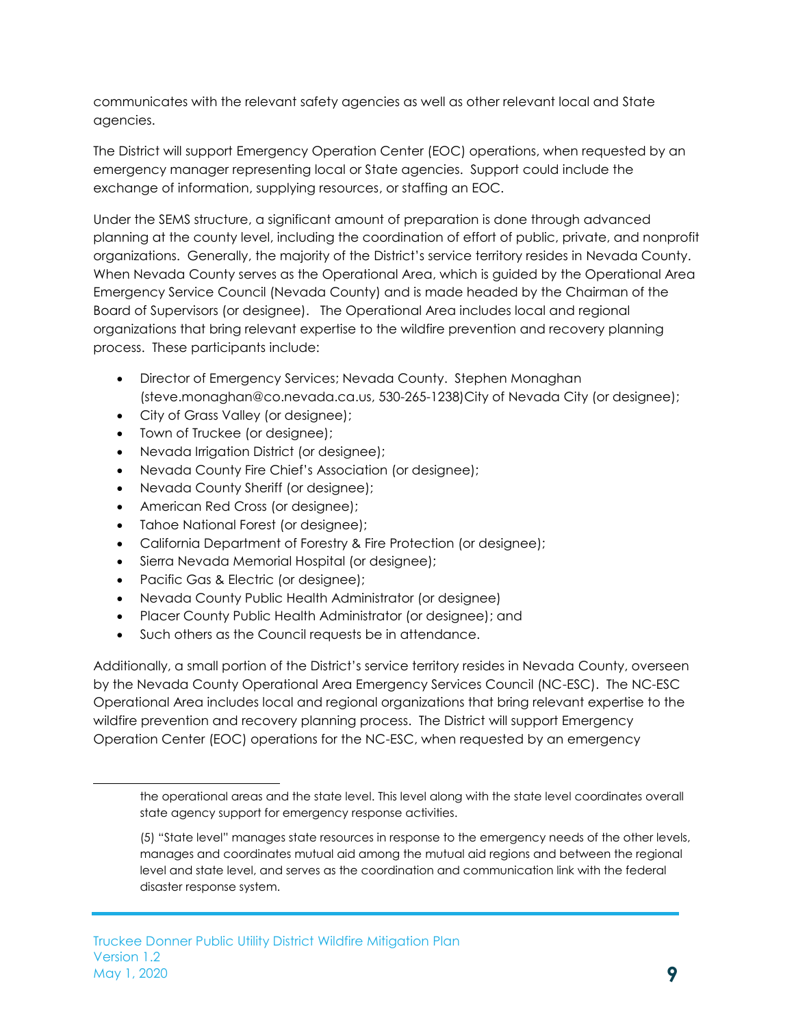communicates with the relevant safety agencies as well as other relevant local and State agencies.

The District will support Emergency Operation Center (EOC) operations, when requested by an emergency manager representing local or State agencies. Support could include the exchange of information, supplying resources, or staffing an EOC.

Under the SEMS structure, a significant amount of preparation is done through advanced planning at the county level, including the coordination of effort of public, private, and nonprofit organizations. Generally, the majority of the District's service territory resides in Nevada County. When Nevada County serves as the Operational Area, which is guided by the Operational Area Emergency Service Council (Nevada County) and is made headed by the Chairman of the Board of Supervisors (or designee). The Operational Area includes local and regional organizations that bring relevant expertise to the wildfire prevention and recovery planning process. These participants include:

- Director of Emergency Services; Nevada County. Stephen Monaghan (steve.monaghan@co.nevada.ca.us, 530-265-1238)City of Nevada City (or designee);
- City of Grass Valley (or designee);
- Town of Truckee (or designee);
- Nevada Irrigation District (or designee);
- Nevada County Fire Chief's Association (or designee);
- Nevada County Sheriff (or designee);
- American Red Cross (or designee);
- Tahoe National Forest (or designee);
- California Department of Forestry & Fire Protection (or designee);
- Sierra Nevada Memorial Hospital (or designee);
- Pacific Gas & Electric (or designee);
- Nevada County Public Health Administrator (or designee)
- Placer County Public Health Administrator (or designee); and
- Such others as the Council requests be in attendance.

Additionally, a small portion of the District's service territory resides in Nevada County, overseen by the Nevada County Operational Area Emergency Services Council (NC-ESC). The NC-ESC Operational Area includes local and regional organizations that bring relevant expertise to the wildfire prevention and recovery planning process. The District will support Emergency Operation Center (EOC) operations for the NC-ESC, when requested by an emergency

---

the operational areas and the state level. This level along with the state level coordinates overall state agency support for emergency response activities.

(5) "State level" manages state resources in response to the emergency needs of the other levels, manages and coordinates mutual aid among the mutual aid regions and between the regional level and state level, and serves as the coordination and communication link with the federal disaster response system.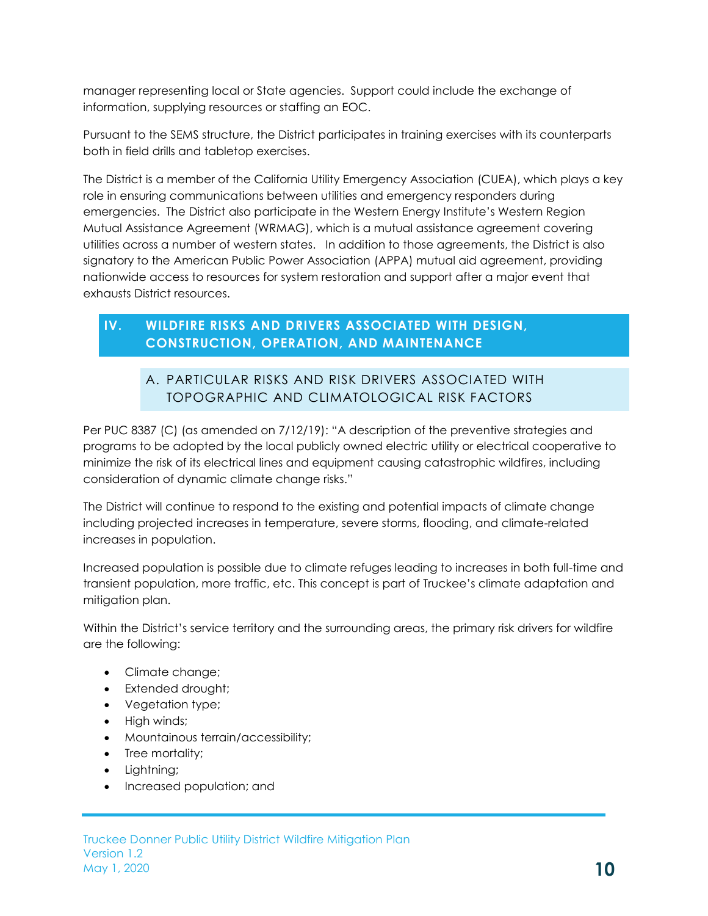manager representing local or State agencies. Support could include the exchange of information, supplying resources or staffing an EOC.

Pursuant to the SEMS structure, the District participates in training exercises with its counterparts both in field drills and tabletop exercises.

The District is a member of the California Utility Emergency Association (CUEA), which plays a key role in ensuring communications between utilities and emergency responders during emergencies. The District also participate in the Western Energy Institute's Western Region Mutual Assistance Agreement (WRMAG), which is a mutual assistance agreement covering utilities across a number of western states. In addition to those agreements, the District is also signatory to the American Public Power Association (APPA) mutual aid agreement, providing nationwide access to resources for system restoration and support after a major event that exhausts District resources.

# IV. WILDFIRE RISKS AND DRIVERS ASSOCIATED WITH DESIGN, CONSTRUCTION, OPERATION, AND MAINTENANCE

## A. PARTICULAR RISKS AND RISK DRIVERS ASSOCIATED WITH TOPOGRAPHIC AND CLIMATOLOGICAL RISK FACTORS

Per PUC 8387 (C) (as amended on 7/12/19): "A description of the preventive strategies and programs to be adopted by the local publicly owned electric utility or electrical cooperative to minimize the risk of its electrical lines and equipment causing catastrophic wildfires, including consideration of dynamic climate change risks."

The District will continue to respond to the existing and potential impacts of climate change including projected increases in temperature, severe storms, flooding, and climate-related increases in population.

Increased population is possible due to climate refuges leading to increases in both full-time and transient population, more traffic, etc. This concept is part of Truckee's climate adaptation and mitigation plan.

Within the District's service territory and the surrounding areas, the primary risk drivers for wildfire are the following:

- Climate change;
- Extended drought;
- Vegetation type;
- High winds;
- Mountainous terrain/accessibility;
- Tree mortality;
- Lightning;
- Increased population; and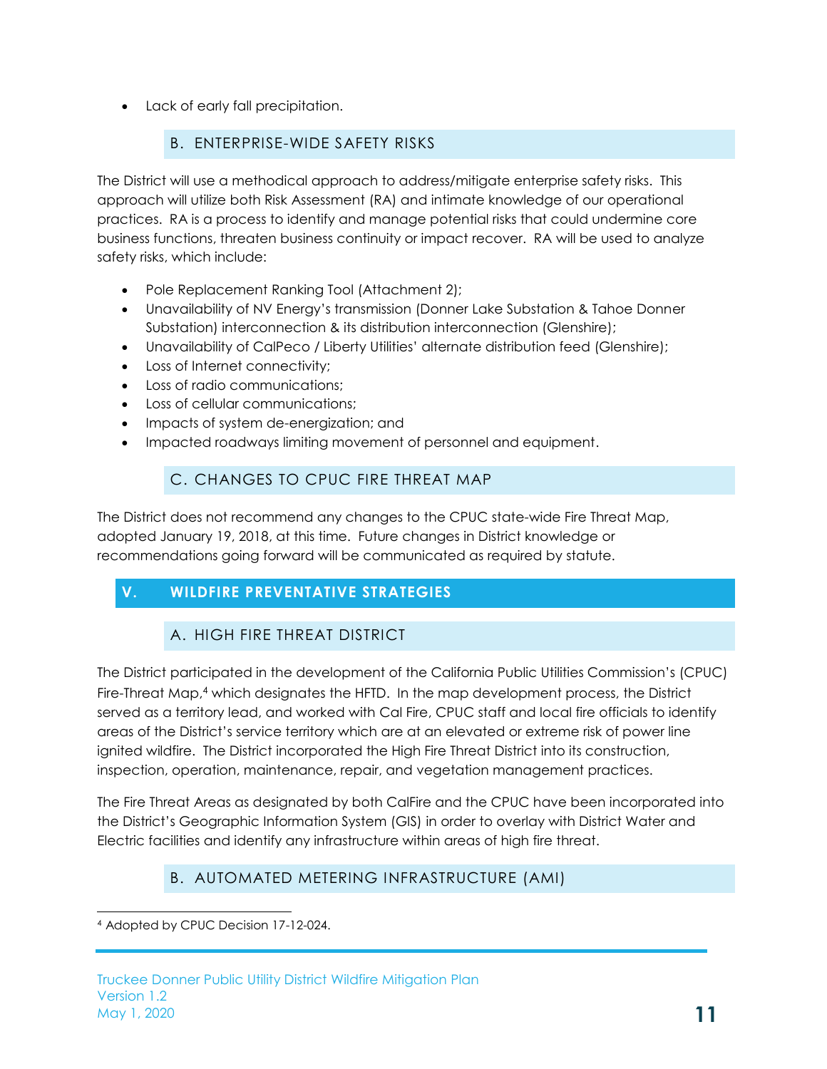- Lack of early fall precipitation.

### B. ENTERPRISE-WIDE SAFETY RISKS

The District will use a methodical approach to address/mitigate enterprise safety risks. This approach will utilize both Risk Assessment (RA) and intimate knowledge of our operational practices. RA is a process to identify and manage potential risks that could undermine core business functions, threaten business continuity or impact recover. RA will be used to analyze safety risks, which include:

- Pole Replacement Ranking Tool (Attachment 2);
- Unavailability of NV Energy's transmission (Donner Lake Substation & Tahoe Donner Substation) interconnection & its distribution interconnection (Glenshire);
- Unavailability of CalPeco / Liberty Utilities' alternate distribution feed (Glenshire);
- Loss of Internet connectivity;
- Loss of radio communications;
- Loss of cellular communications;
- Impacts of system de-energization; and
- Impacted roadways limiting movement of personnel and equipment.

### C. CHANGES TO CPUC FIRE THREAT MAP

The District does not recommend any changes to the CPUC state-wide Fire Threat Map, adopted January 19, 2018, at this time. Future changes in District knowledge or recommendations going forward will be communicated as required by statute.

## V. WILDFIRE PREVENTATIVE STRATEGIES

### A. HIGH FIRE THREAT DISTRICT

The District participated in the development of the California Public Utilities Commission's (CPUC) Fire-Threat Map,[4] which designates the HFTD. In the map development process, the District served as a territory lead, and worked with Cal Fire, CPUC staff and local fire officials to identify areas of the District's service territory which are at an elevated or extreme risk of power line ignited wildfire. The District incorporated the High Fire Threat District into its construction, inspection, operation, maintenance, repair, and vegetation management practices.

The Fire Threat Areas as designated by both CalFire and the CPUC have been incorporated into the District's Geographic Information System (GIS) in order to overlay with District Water and Electric facilities and identify any infrastructure within areas of high fire threat.

### B. AUTOMATED METERING INFRASTRUCTURE (AMI)

---

[4] Adopted by CPUC Decision 17-12-024.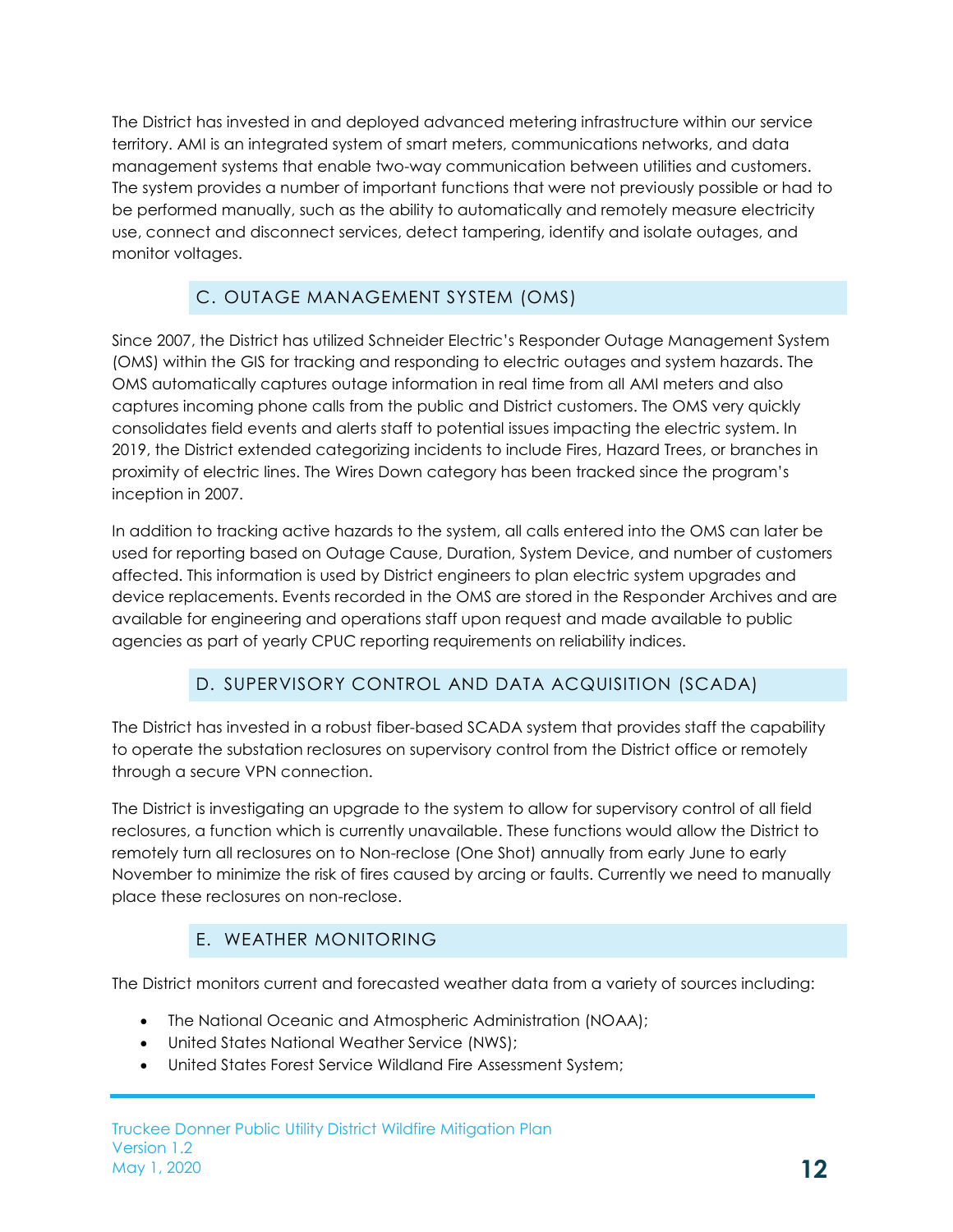The District has invested in and deployed advanced metering infrastructure within our service territory. AMI is an integrated system of smart meters, communications networks, and data management systems that enable two-way communication between utilities and customers. The system provides a number of important functions that were not previously possible or had to be performed manually, such as the ability to automatically and remotely measure electricity use, connect and disconnect services, detect tampering, identify and isolate outages, and monitor voltages.

### C. OUTAGE MANAGEMENT SYSTEM (OMS)

Since 2007, the District has utilized Schneider Electric's Responder Outage Management System (OMS) within the GIS for tracking and responding to electric outages and system hazards. The OMS automatically captures outage information in real time from all AMI meters and also captures incoming phone calls from the public and District customers. The OMS very quickly consolidates field events and alerts staff to potential issues impacting the electric system. In 2019, the District extended categorizing incidents to include Fires, Hazard Trees, or branches in proximity of electric lines. The Wires Down category has been tracked since the program's inception in 2007.

In addition to tracking active hazards to the system, all calls entered into the OMS can later be used for reporting based on Outage Cause, Duration, System Device, and number of customers affected. This information is used by District engineers to plan electric system upgrades and device replacements. Events recorded in the OMS are stored in the Responder Archives and are available for engineering and operations staff upon request and made available to public agencies as part of yearly CPUC reporting requirements on reliability indices.

### D. SUPERVISORY CONTROL AND DATA ACQUISITION (SCADA)

The District has invested in a robust fiber-based SCADA system that provides staff the capability to operate the substation reclosures on supervisory control from the District office or remotely through a secure VPN connection.

The District is investigating an upgrade to the system to allow for supervisory control of all field reclosures, a function which is currently unavailable. These functions would allow the District to remotely turn all reclosures on to Non-reclose (One Shot) annually from early June to early November to minimize the risk of fires caused by arcing or faults. Currently we need to manually place these reclosures on non-reclose.

### E. WEATHER MONITORING

The District monitors current and forecasted weather data from a variety of sources including:

- The National Oceanic and Atmospheric Administration (NOAA);
- United States National Weather Service (NWS);
- United States Forest Service Wildland Fire Assessment System;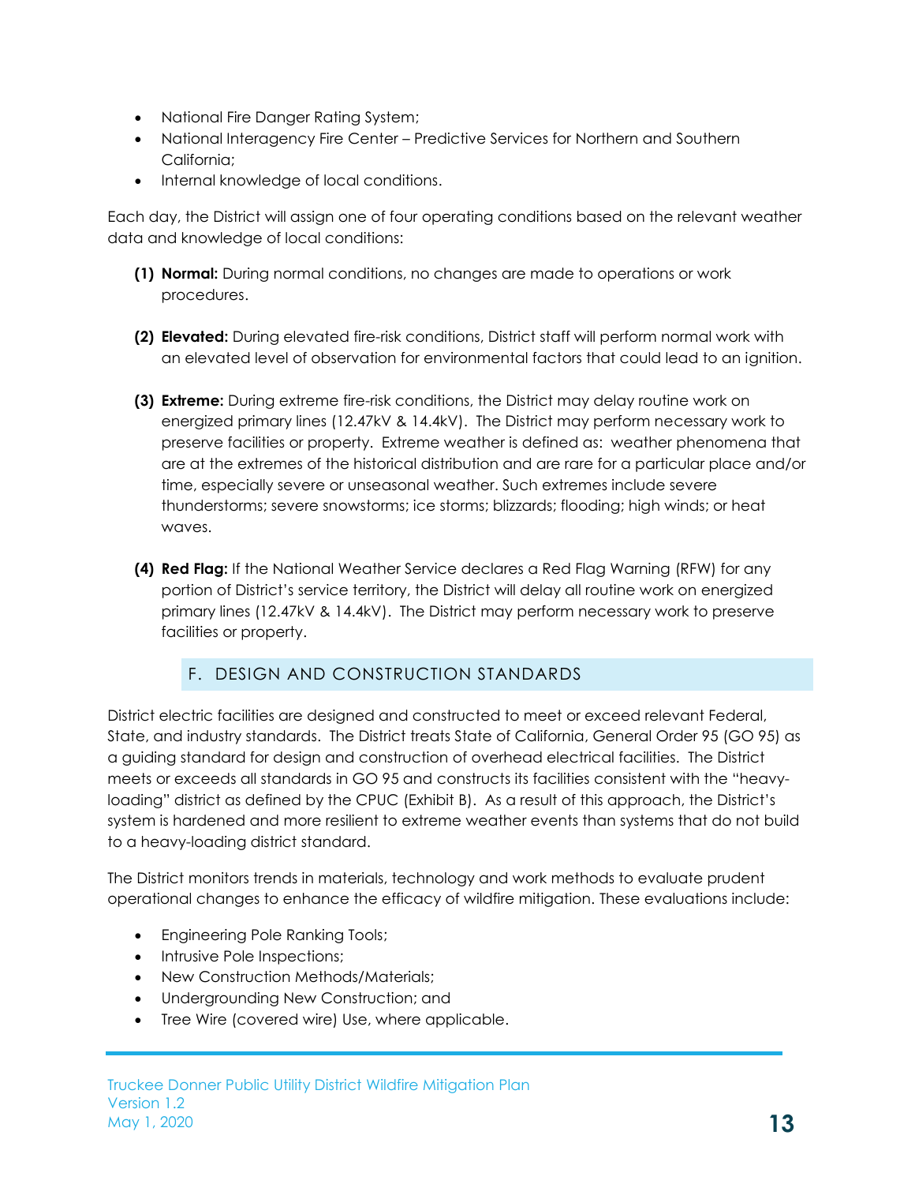- National Fire Danger Rating System;
- National Interagency Fire Center – Predictive Services for Northern and Southern California;
- Internal knowledge of local conditions.

Each day, the District will assign one of four operating conditions based on the relevant weather data and knowledge of local conditions:

**(1) Normal:** During normal conditions, no changes are made to operations or work procedures.

**(2) Elevated:** During elevated fire-risk conditions, District staff will perform normal work with an elevated level of observation for environmental factors that could lead to an ignition.

**(3) Extreme:** During extreme fire-risk conditions, the District may delay routine work on energized primary lines (12.47kV & 14.4kV). The District may perform necessary work to preserve facilities or property. Extreme weather is defined as: weather phenomena that are at the extremes of the historical distribution and are rare for a particular place and/or time, especially severe or unseasonal weather. Such extremes include severe thunderstorms; severe snowstorms; ice storms; blizzards; flooding; high winds; or heat waves.

**(4) Red Flag:** If the National Weather Service declares a Red Flag Warning (RFW) for any portion of District's service territory, the District will delay all routine work on energized primary lines (12.47kV & 14.4kV). The District may perform necessary work to preserve facilities or property.

## F. DESIGN AND CONSTRUCTION STANDARDS

District electric facilities are designed and constructed to meet or exceed relevant Federal, State, and industry standards. The District treats State of California, General Order 95 (GO 95) as a guiding standard for design and construction of overhead electrical facilities. The District meets or exceeds all standards in GO 95 and constructs its facilities consistent with the "heavy-loading" district as defined by the CPUC (Exhibit B). As a result of this approach, the District's system is hardened and more resilient to extreme weather events than systems that do not build to a heavy-loading district standard.

The District monitors trends in materials, technology and work methods to evaluate prudent operational changes to enhance the efficacy of wildfire mitigation. These evaluations include:

- Engineering Pole Ranking Tools;
- Intrusive Pole Inspections;
- New Construction Methods/Materials;
- Undergrounding New Construction; and
- Tree Wire (covered wire) Use, where applicable.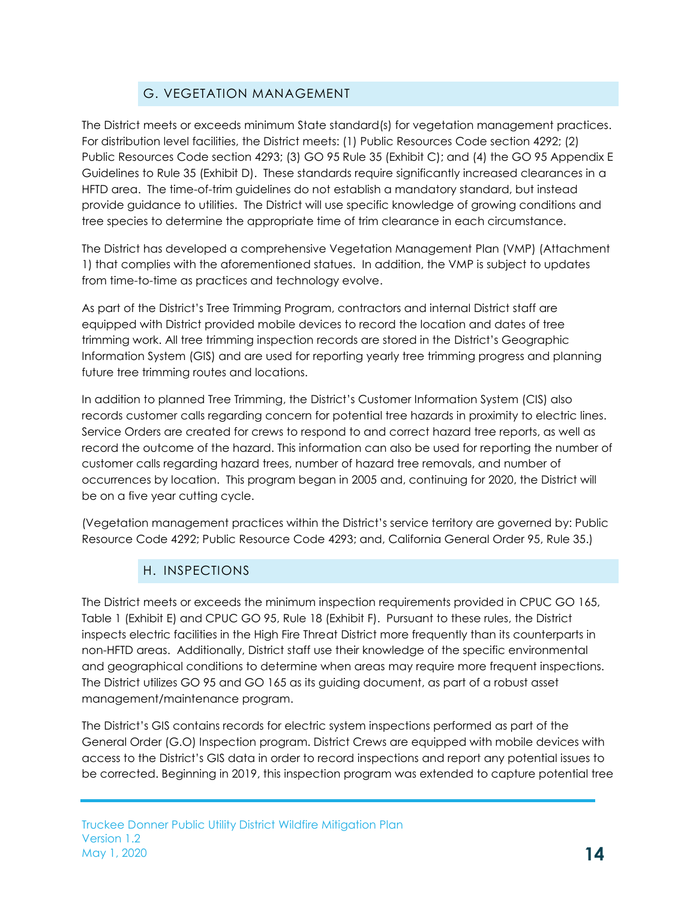## G. VEGETATION MANAGEMENT

The District meets or exceeds minimum State standard(s) for vegetation management practices. For distribution level facilities, the District meets: (1) Public Resources Code section 4292; (2) Public Resources Code section 4293; (3) GO 95 Rule 35 (Exhibit C); and (4) the GO 95 Appendix E Guidelines to Rule 35 (Exhibit D). These standards require significantly increased clearances in a HFTD area. The time-of-trim guidelines do not establish a mandatory standard, but instead provide guidance to utilities. The District will use specific knowledge of growing conditions and tree species to determine the appropriate time of trim clearance in each circumstance.

The District has developed a comprehensive Vegetation Management Plan (VMP) (Attachment 1) that complies with the aforementioned statues. In addition, the VMP is subject to updates from time-to-time as practices and technology evolve.

As part of the District's Tree Trimming Program, contractors and internal District staff are equipped with District provided mobile devices to record the location and dates of tree trimming work. All tree trimming inspection records are stored in the District's Geographic Information System (GIS) and are used for reporting yearly tree trimming progress and planning future tree trimming routes and locations.

In addition to planned Tree Trimming, the District's Customer Information System (CIS) also records customer calls regarding concern for potential tree hazards in proximity to electric lines. Service Orders are created for crews to respond to and correct hazard tree reports, as well as record the outcome of the hazard. This information can also be used for reporting the number of customer calls regarding hazard trees, number of hazard tree removals, and number of occurrences by location. This program began in 2005 and, continuing for 2020, the District will be on a five year cutting cycle.

(Vegetation management practices within the District's service territory are governed by: Public Resource Code 4292; Public Resource Code 4293; and, California General Order 95, Rule 35.)

## H. INSPECTIONS

The District meets or exceeds the minimum inspection requirements provided in CPUC GO 165, Table 1 (Exhibit E) and CPUC GO 95, Rule 18 (Exhibit F). Pursuant to these rules, the District inspects electric facilities in the High Fire Threat District more frequently than its counterparts in non-HFTD areas. Additionally, District staff use their knowledge of the specific environmental and geographical conditions to determine when areas may require more frequent inspections. The District utilizes GO 95 and GO 165 as its guiding document, as part of a robust asset management/maintenance program.

The District's GIS contains records for electric system inspections performed as part of the General Order (G.O) Inspection program. District Crews are equipped with mobile devices with access to the District's GIS data in order to record inspections and report any potential issues to be corrected. Beginning in 2019, this inspection program was extended to capture potential tree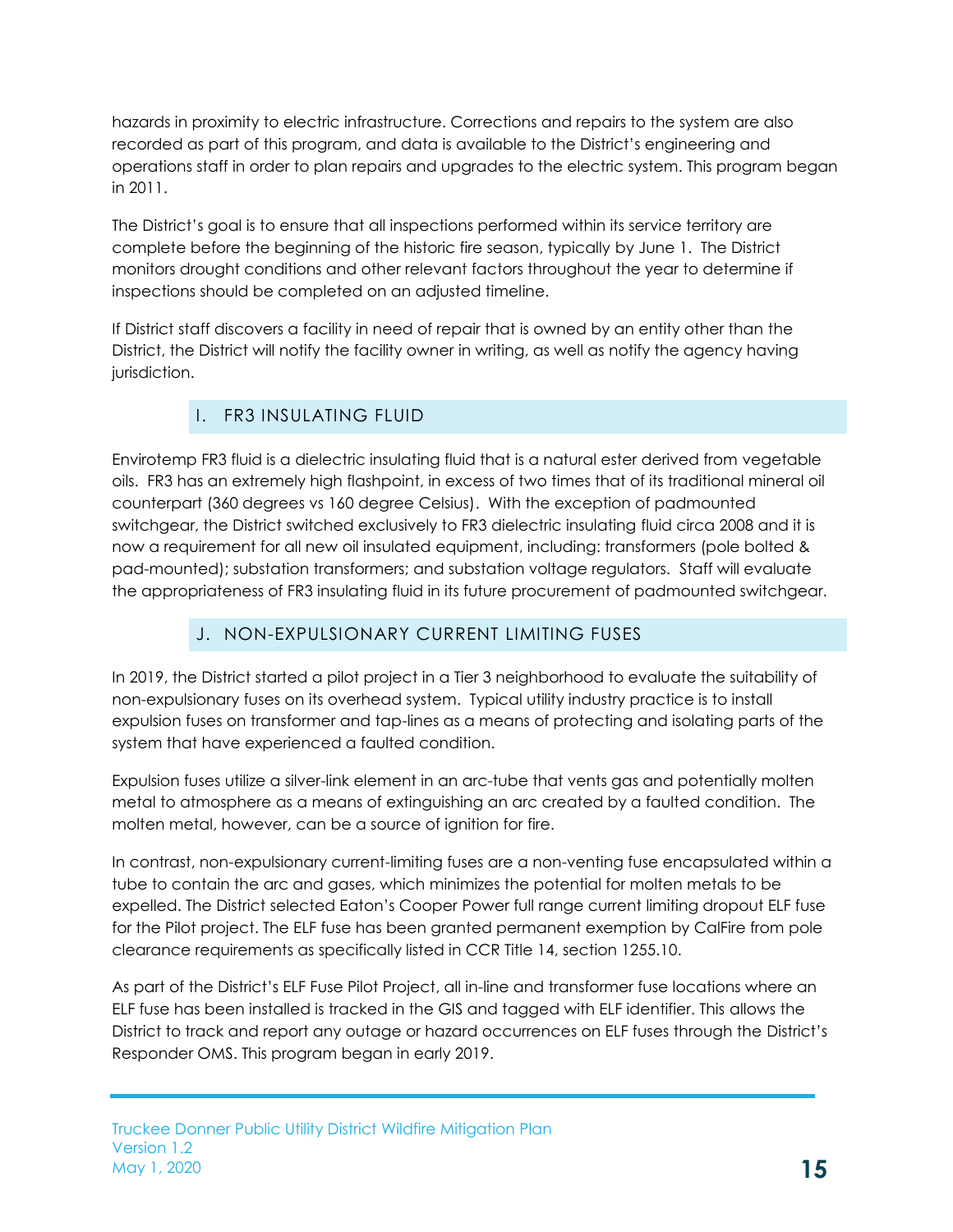hazards in proximity to electric infrastructure. Corrections and repairs to the system are also recorded as part of this program, and data is available to the District's engineering and operations staff in order to plan repairs and upgrades to the electric system. This program began in 2011.

The District's goal is to ensure that all inspections performed within its service territory are complete before the beginning of the historic fire season, typically by June 1. The District monitors drought conditions and other relevant factors throughout the year to determine if inspections should be completed on an adjusted timeline.

If District staff discovers a facility in need of repair that is owned by an entity other than the District, the District will notify the facility owner in writing, as well as notify the agency having jurisdiction.

## I. FR3 INSULATING FLUID

Envirotemp FR3 fluid is a dielectric insulating fluid that is a natural ester derived from vegetable oils. FR3 has an extremely high flashpoint, in excess of two times that of its traditional mineral oil counterpart (360 degrees vs 160 degree Celsius). With the exception of padmounted switchgear, the District switched exclusively to FR3 dielectric insulating fluid circa 2008 and it is now a requirement for all new oil insulated equipment, including: transformers (pole bolted & pad-mounted); substation transformers; and substation voltage regulators. Staff will evaluate the appropriateness of FR3 insulating fluid in its future procurement of padmounted switchgear.

## J. NON-EXPULSIONARY CURRENT LIMITING FUSES

In 2019, the District started a pilot project in a Tier 3 neighborhood to evaluate the suitability of non-expulsionary fuses on its overhead system. Typical utility industry practice is to install expulsion fuses on transformer and tap-lines as a means of protecting and isolating parts of the system that have experienced a faulted condition.

Expulsion fuses utilize a silver-link element in an arc-tube that vents gas and potentially molten metal to atmosphere as a means of extinguishing an arc created by a faulted condition. The molten metal, however, can be a source of ignition for fire.

In contrast, non-expulsionary current-limiting fuses are a non-venting fuse encapsulated within a tube to contain the arc and gases, which minimizes the potential for molten metals to be expelled. The District selected Eaton's Cooper Power full range current limiting dropout ELF fuse for the Pilot project. The ELF fuse has been granted permanent exemption by CalFire from pole clearance requirements as specifically listed in CCR Title 14, section 1255.10.

As part of the District's ELF Fuse Pilot Project, all in-line and transformer fuse locations where an ELF fuse has been installed is tracked in the GIS and tagged with ELF identifier. This allows the District to track and report any outage or hazard occurrences on ELF fuses through the District's Responder OMS. This program began in early 2019.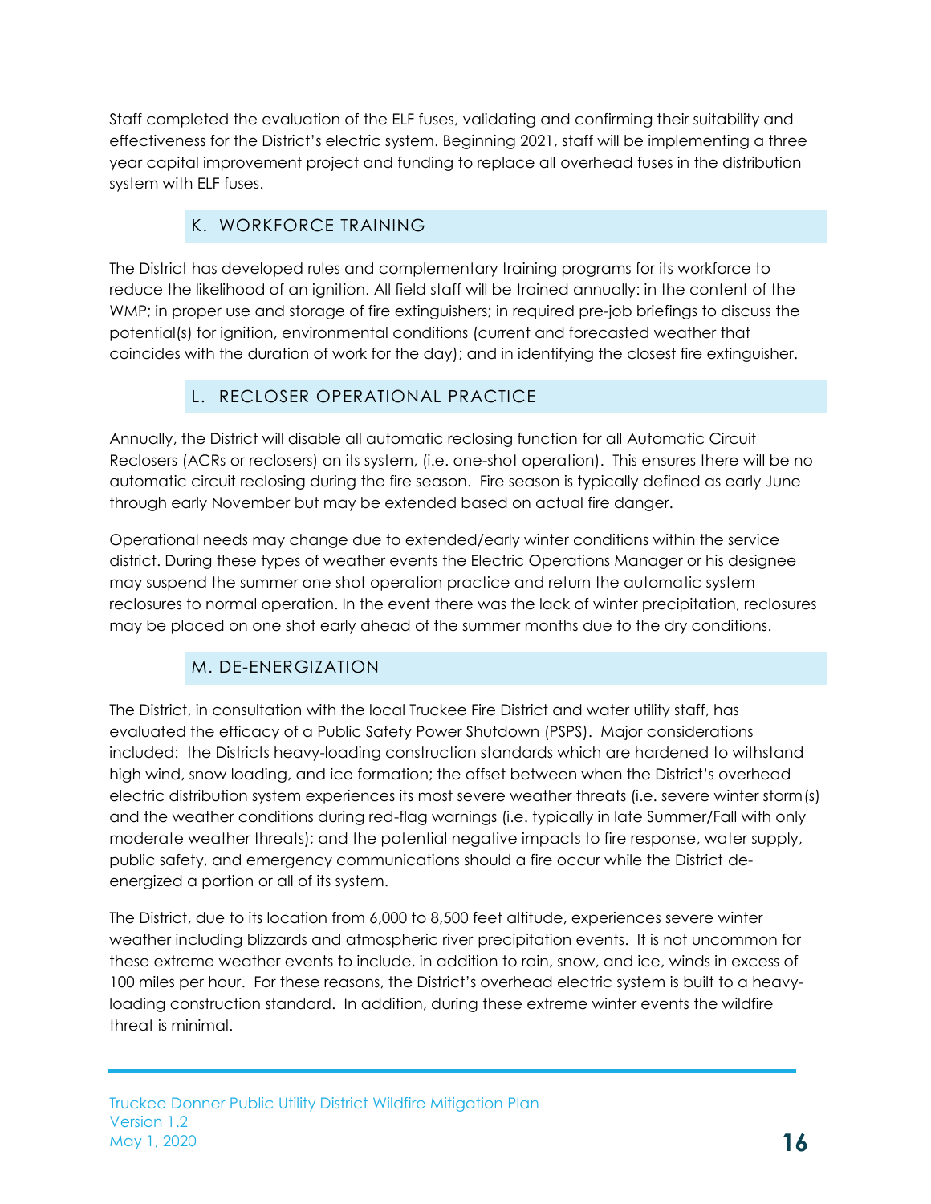Staff completed the evaluation of the ELF fuses, validating and confirming their suitability and effectiveness for the District's electric system. Beginning 2021, staff will be implementing a three year capital improvement project and funding to replace all overhead fuses in the distribution system with ELF fuses.

## K. WORKFORCE TRAINING

The District has developed rules and complementary training programs for its workforce to reduce the likelihood of an ignition. All field staff will be trained annually: in the content of the WMP; in proper use and storage of fire extinguishers; in required pre-job briefings to discuss the potential(s) for ignition, environmental conditions (current and forecasted weather that coincides with the duration of work for the day); and in identifying the closest fire extinguisher.

## L. RECLOSER OPERATIONAL PRACTICE

Annually, the District will disable all automatic reclosing function for all Automatic Circuit Reclosers (ACRs or reclosers) on its system, (i.e. one-shot operation). This ensures there will be no automatic circuit reclosing during the fire season. Fire season is typically defined as early June through early November but may be extended based on actual fire danger.

Operational needs may change due to extended/early winter conditions within the service district. During these types of weather events the Electric Operations Manager or his designee may suspend the summer one shot operation practice and return the automatic system reclosures to normal operation. In the event there was the lack of winter precipitation, reclosures may be placed on one shot early ahead of the summer months due to the dry conditions.

## M. DE-ENERGIZATION

The District, in consultation with the local Truckee Fire District and water utility staff, has evaluated the efficacy of a Public Safety Power Shutdown (PSPS). Major considerations included: the Districts heavy-loading construction standards which are hardened to withstand high wind, snow loading, and ice formation; the offset between when the District's overhead electric distribution system experiences its most severe weather threats (i.e. severe winter storm(s) and the weather conditions during red-flag warnings (i.e. typically in late Summer/Fall with only moderate weather threats); and the potential negative impacts to fire response, water supply, public safety, and emergency communications should a fire occur while the District de-energized a portion or all of its system.

The District, due to its location from 6,000 to 8,500 feet altitude, experiences severe winter weather including blizzards and atmospheric river precipitation events. It is not uncommon for these extreme weather events to include, in addition to rain, snow, and ice, winds in excess of 100 miles per hour. For these reasons, the District's overhead electric system is built to a heavy-loading construction standard. In addition, during these extreme winter events the wildfire threat is minimal.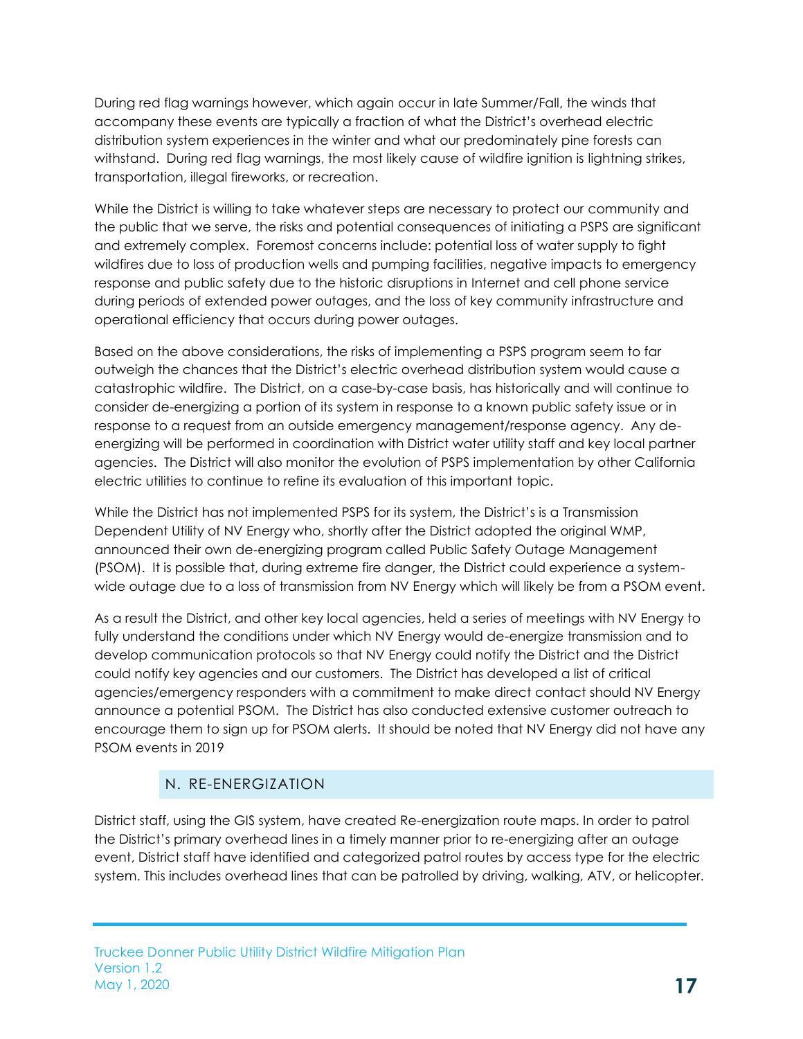During red flag warnings however, which again occur in late Summer/Fall, the winds that accompany these events are typically a fraction of what the District's overhead electric distribution system experiences in the winter and what our predominately pine forests can withstand. During red flag warnings, the most likely cause of wildfire ignition is lightning strikes, transportation, illegal fireworks, or recreation.

While the District is willing to take whatever steps are necessary to protect our community and the public that we serve, the risks and potential consequences of initiating a PSPS are significant and extremely complex. Foremost concerns include: potential loss of water supply to fight wildfires due to loss of production wells and pumping facilities, negative impacts to emergency response and public safety due to the historic disruptions in Internet and cell phone service during periods of extended power outages, and the loss of key community infrastructure and operational efficiency that occurs during power outages.

Based on the above considerations, the risks of implementing a PSPS program seem to far outweigh the chances that the District's electric overhead distribution system would cause a catastrophic wildfire. The District, on a case-by-case basis, has historically and will continue to consider de-energizing a portion of its system in response to a known public safety issue or in response to a request from an outside emergency management/response agency. Any de-energizing will be performed in coordination with District water utility staff and key local partner agencies. The District will also monitor the evolution of PSPS implementation by other California electric utilities to continue to refine its evaluation of this important topic.

While the District has not implemented PSPS for its system, the District's is a Transmission Dependent Utility of NV Energy who, shortly after the District adopted the original WMP, announced their own de-energizing program called Public Safety Outage Management (PSOM). It is possible that, during extreme fire danger, the District could experience a system-wide outage due to a loss of transmission from NV Energy which will likely be from a PSOM event.

As a result the District, and other key local agencies, held a series of meetings with NV Energy to fully understand the conditions under which NV Energy would de-energize transmission and to develop communication protocols so that NV Energy could notify the District and the District could notify key agencies and our customers. The District has developed a list of critical agencies/emergency responders with a commitment to make direct contact should NV Energy announce a potential PSOM. The District has also conducted extensive customer outreach to encourage them to sign up for PSOM alerts. It should be noted that NV Energy did not have any PSOM events in 2019

## N. RE-ENERGIZATION

District staff, using the GIS system, have created Re-energization route maps. In order to patrol the District's primary overhead lines in a timely manner prior to re-energizing after an outage event, District staff have identified and categorized patrol routes by access type for the electric system. This includes overhead lines that can be patrolled by driving, walking, ATV, or helicopter.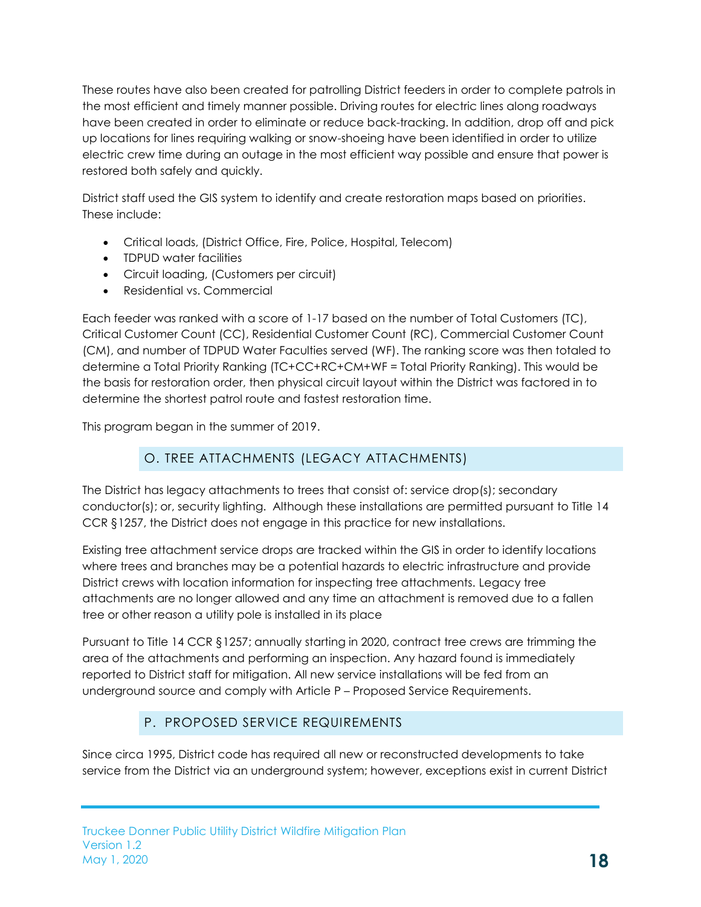These routes have also been created for patrolling District feeders in order to complete patrols in the most efficient and timely manner possible. Driving routes for electric lines along roadways have been created in order to eliminate or reduce back-tracking. In addition, drop off and pick up locations for lines requiring walking or snow-shoeing have been identified in order to utilize electric crew time during an outage in the most efficient way possible and ensure that power is restored both safely and quickly.

District staff used the GIS system to identify and create restoration maps based on priorities. These include:

- Critical loads, (District Office, Fire, Police, Hospital, Telecom)
- TDPUD water facilities
- Circuit loading, (Customers per circuit)
- Residential vs. Commercial

Each feeder was ranked with a score of 1-17 based on the number of Total Customers (TC), Critical Customer Count (CC), Residential Customer Count (RC), Commercial Customer Count (CM), and number of TDPUD Water Faculties served (WF). The ranking score was then totaled to determine a Total Priority Ranking (TC+CC+RC+CM+WF = Total Priority Ranking). This would be the basis for restoration order, then physical circuit layout within the District was factored in to determine the shortest patrol route and fastest restoration time.

This program began in the summer of 2019.

## O. TREE ATTACHMENTS (LEGACY ATTACHMENTS)

The District has legacy attachments to trees that consist of: service drop(s); secondary conductor(s); or, security lighting. Although these installations are permitted pursuant to Title 14 CCR §1257, the District does not engage in this practice for new installations.

Existing tree attachment service drops are tracked within the GIS in order to identify locations where trees and branches may be a potential hazards to electric infrastructure and provide District crews with location information for inspecting tree attachments. Legacy tree attachments are no longer allowed and any time an attachment is removed due to a fallen tree or other reason a utility pole is installed in its place

Pursuant to Title 14 CCR §1257; annually starting in 2020, contract tree crews are trimming the area of the attachments and performing an inspection. Any hazard found is immediately reported to District staff for mitigation. All new service installations will be fed from an underground source and comply with Article P – Proposed Service Requirements.

## P. PROPOSED SERVICE REQUIREMENTS

Since circa 1995, District code has required all new or reconstructed developments to take service from the District via an underground system; however, exceptions exist in current District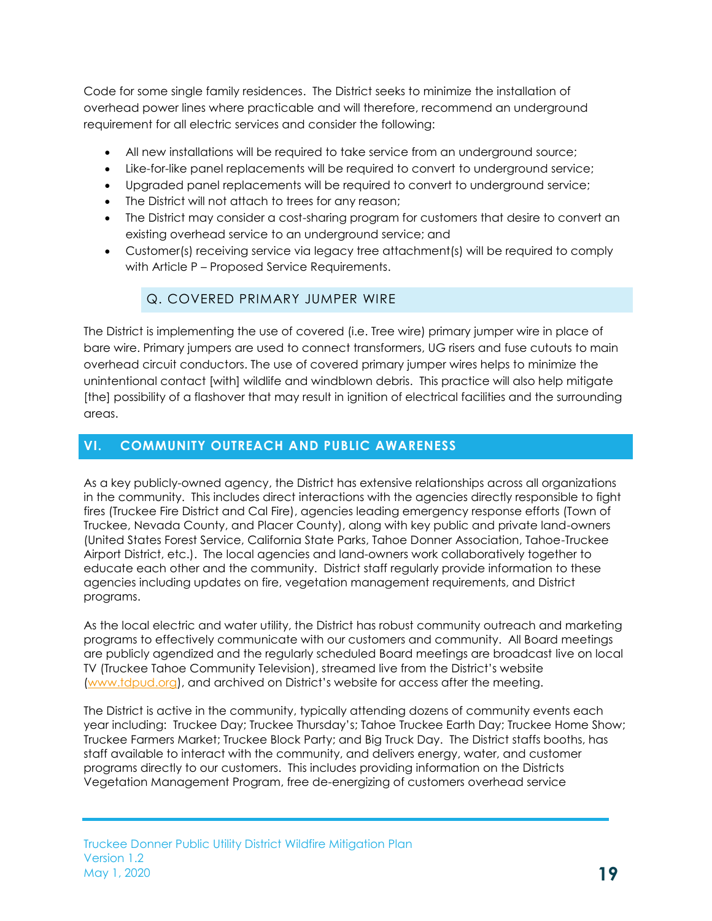Code for some single family residences. The District seeks to minimize the installation of overhead power lines where practicable and will therefore, recommend an underground requirement for all electric services and consider the following:

- All new installations will be required to take service from an underground source;
- Like-for-like panel replacements will be required to convert to underground service;
- Upgraded panel replacements will be required to convert to underground service;
- The District will not attach to trees for any reason;
- The District may consider a cost-sharing program for customers that desire to convert an existing overhead service to an underground service; and
- Customer(s) receiving service via legacy tree attachment(s) will be required to comply with Article P – Proposed Service Requirements.

### Q. COVERED PRIMARY JUMPER WIRE

The District is implementing the use of covered (i.e. Tree wire) primary jumper wire in place of bare wire. Primary jumpers are used to connect transformers, UG risers and fuse cutouts to main overhead circuit conductors. The use of covered primary jumper wires helps to minimize the unintentional contact [with] wildlife and windblown debris. This practice will also help mitigate [the] possibility of a flashover that may result in ignition of electrical facilities and the surrounding areas.

## VI. COMMUNITY OUTREACH AND PUBLIC AWARENESS

As a key publicly-owned agency, the District has extensive relationships across all organizations in the community. This includes direct interactions with the agencies directly responsible to fight fires (Truckee Fire District and Cal Fire), agencies leading emergency response efforts (Town of Truckee, Nevada County, and Placer County), along with key public and private land-owners (United States Forest Service, California State Parks, Tahoe Donner Association, Tahoe-Truckee Airport District, etc.). The local agencies and land-owners work collaboratively together to educate each other and the community. District staff regularly provide information to these agencies including updates on fire, vegetation management requirements, and District programs.

As the local electric and water utility, the District has robust community outreach and marketing programs to effectively communicate with our customers and community. All Board meetings are publicly agendized and the regularly scheduled Board meetings are broadcast live on local TV (Truckee Tahoe Community Television), streamed live from the District's website (www.tdpud.org), and archived on District's website for access after the meeting.

The District is active in the community, typically attending dozens of community events each year including: Truckee Day; Truckee Thursday's; Tahoe Truckee Earth Day; Truckee Home Show; Truckee Farmers Market; Truckee Block Party; and Big Truck Day. The District staffs booths, has staff available to interact with the community, and delivers energy, water, and customer programs directly to our customers. This includes providing information on the Districts Vegetation Management Program, free de-energizing of customers overhead service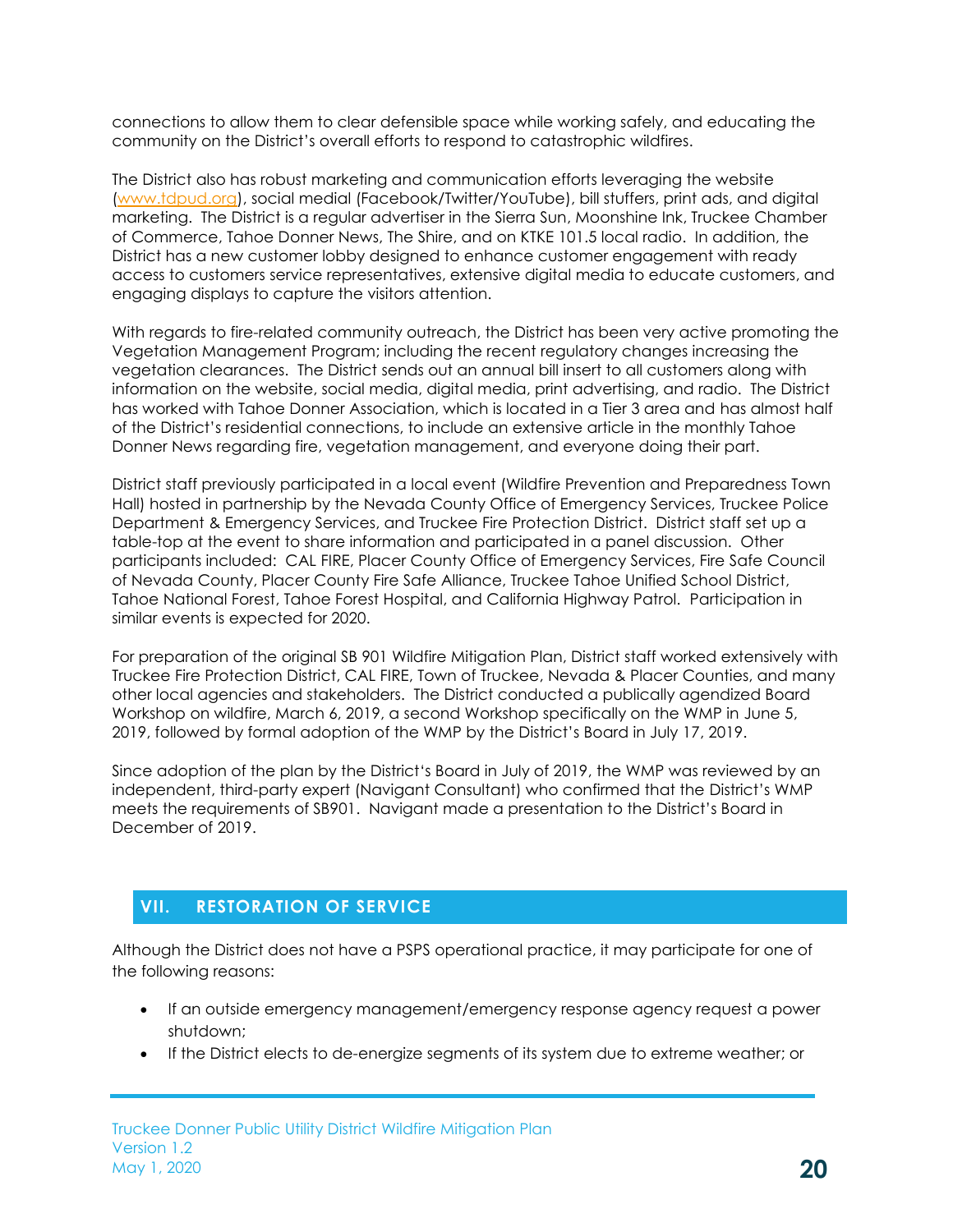connections to allow them to clear defensible space while working safely, and educating the community on the District's overall efforts to respond to catastrophic wildfires.

The District also has robust marketing and communication efforts leveraging the website (www.tdpud.org), social medial (Facebook/Twitter/YouTube), bill stuffers, print ads, and digital marketing. The District is a regular advertiser in the Sierra Sun, Moonshine Ink, Truckee Chamber of Commerce, Tahoe Donner News, The Shire, and on KTKE 101.5 local radio. In addition, the District has a new customer lobby designed to enhance customer engagement with ready access to customers service representatives, extensive digital media to educate customers, and engaging displays to capture the visitors attention.

With regards to fire-related community outreach, the District has been very active promoting the Vegetation Management Program; including the recent regulatory changes increasing the vegetation clearances. The District sends out an annual bill insert to all customers along with information on the website, social media, digital media, print advertising, and radio. The District has worked with Tahoe Donner Association, which is located in a Tier 3 area and has almost half of the District's residential connections, to include an extensive article in the monthly Tahoe Donner News regarding fire, vegetation management, and everyone doing their part.

District staff previously participated in a local event (Wildfire Prevention and Preparedness Town Hall) hosted in partnership by the Nevada County Office of Emergency Services, Truckee Police Department & Emergency Services, and Truckee Fire Protection District. District staff set up a table-top at the event to share information and participated in a panel discussion. Other participants included: CAL FIRE, Placer County Office of Emergency Services, Fire Safe Council of Nevada County, Placer County Fire Safe Alliance, Truckee Tahoe Unified School District, Tahoe National Forest, Tahoe Forest Hospital, and California Highway Patrol. Participation in similar events is expected for 2020.

For preparation of the original SB 901 Wildfire Mitigation Plan, District staff worked extensively with Truckee Fire Protection District, CAL FIRE, Town of Truckee, Nevada & Placer Counties, and many other local agencies and stakeholders. The District conducted a publically agendized Board Workshop on wildfire, March 6, 2019, a second Workshop specifically on the WMP in June 5, 2019, followed by formal adoption of the WMP by the District's Board in July 17, 2019.

Since adoption of the plan by the District's Board in July of 2019, the WMP was reviewed by an independent, third-party expert (Navigant Consultant) who confirmed that the District's WMP meets the requirements of SB901. Navigant made a presentation to the District's Board in December of 2019.

## VII. RESTORATION OF SERVICE

Although the District does not have a PSPS operational practice, it may participate for one of the following reasons:

- If an outside emergency management/emergency response agency request a power shutdown;
- If the District elects to de-energize segments of its system due to extreme weather; or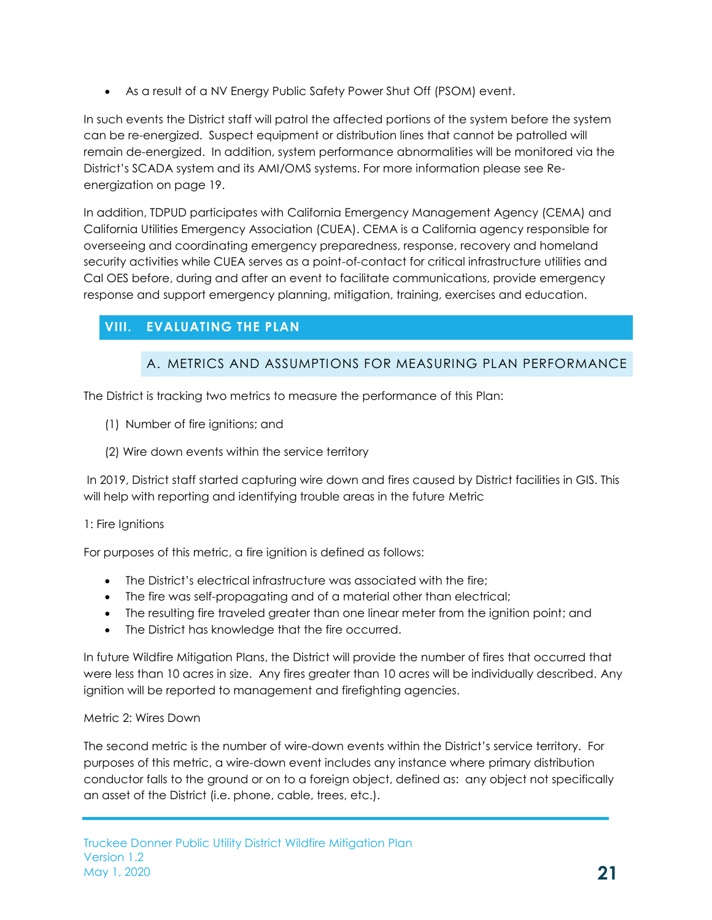- As a result of a NV Energy Public Safety Power Shut Off (PSOM) event.

In such events the District staff will patrol the affected portions of the system before the system can be re-energized. Suspect equipment or distribution lines that cannot be patrolled will remain de-energized. In addition, system performance abnormalities will be monitored via the District's SCADA system and its AMI/OMS systems. For more information please see Re-energization on page 19.

In addition, TDPUD participates with California Emergency Management Agency (CEMA) and California Utilities Emergency Association (CUEA). CEMA is a California agency responsible for overseeing and coordinating emergency preparedness, response, recovery and homeland security activities while CUEA serves as a point-of-contact for critical infrastructure utilities and Cal OES before, during and after an event to facilitate communications, provide emergency response and support emergency planning, mitigation, training, exercises and education.

# VIII. EVALUATING THE PLAN

## A. METRICS AND ASSUMPTIONS FOR MEASURING PLAN PERFORMANCE

The District is tracking two metrics to measure the performance of this Plan:

(1) Number of fire ignitions; and

(2) Wire down events within the service territory

In 2019, District staff started capturing wire down and fires caused by District facilities in GIS. This will help with reporting and identifying trouble areas in the future Metric

1: Fire Ignitions

For purposes of this metric, a fire ignition is defined as follows:

- The District's electrical infrastructure was associated with the fire;
- The fire was self-propagating and of a material other than electrical;
- The resulting fire traveled greater than one linear meter from the ignition point; and
- The District has knowledge that the fire occurred.

In future Wildfire Mitigation Plans, the District will provide the number of fires that occurred that were less than 10 acres in size. Any fires greater than 10 acres will be individually described. Any ignition will be reported to management and firefighting agencies.

Metric 2: Wires Down

The second metric is the number of wire-down events within the District's service territory. For purposes of this metric, a wire-down event includes any instance where primary distribution conductor falls to the ground or on to a foreign object, defined as: any object not specifically an asset of the District (i.e. phone, cable, trees, etc.).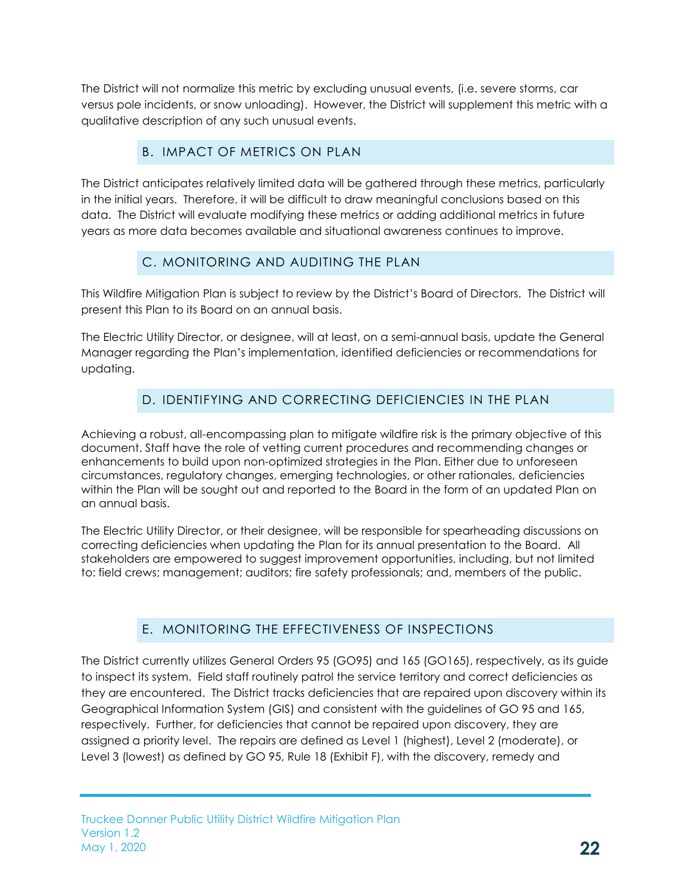The District will not normalize this metric by excluding unusual events, (i.e. severe storms, car versus pole incidents, or snow unloading). However, the District will supplement this metric with a qualitative description of any such unusual events.

## B. IMPACT OF METRICS ON PLAN

The District anticipates relatively limited data will be gathered through these metrics, particularly in the initial years. Therefore, it will be difficult to draw meaningful conclusions based on this data. The District will evaluate modifying these metrics or adding additional metrics in future years as more data becomes available and situational awareness continues to improve.

## C. MONITORING AND AUDITING THE PLAN

This Wildfire Mitigation Plan is subject to review by the District's Board of Directors. The District will present this Plan to its Board on an annual basis.

The Electric Utility Director, or designee, will at least, on a semi-annual basis, update the General Manager regarding the Plan's implementation, identified deficiencies or recommendations for updating.

## D. IDENTIFYING AND CORRECTING DEFICIENCIES IN THE PLAN

Achieving a robust, all-encompassing plan to mitigate wildfire risk is the primary objective of this document. Staff have the role of vetting current procedures and recommending changes or enhancements to build upon non-optimized strategies in the Plan. Either due to unforeseen circumstances, regulatory changes, emerging technologies, or other rationales, deficiencies within the Plan will be sought out and reported to the Board in the form of an updated Plan on an annual basis.

The Electric Utility Director, or their designee, will be responsible for spearheading discussions on correcting deficiencies when updating the Plan for its annual presentation to the Board. All stakeholders are empowered to suggest improvement opportunities, including, but not limited to: field crews; management; auditors; fire safety professionals; and, members of the public.

## E. MONITORING THE EFFECTIVENESS OF INSPECTIONS

The District currently utilizes General Orders 95 (GO95) and 165 (GO165), respectively, as its guide to inspect its system. Field staff routinely patrol the service territory and correct deficiencies as they are encountered. The District tracks deficiencies that are repaired upon discovery within its Geographical Information System (GIS) and consistent with the guidelines of GO 95 and 165, respectively. Further, for deficiencies that cannot be repaired upon discovery, they are assigned a priority level. The repairs are defined as Level 1 (highest), Level 2 (moderate), or Level 3 (lowest) as defined by GO 95, Rule 18 (Exhibit F), with the discovery, remedy and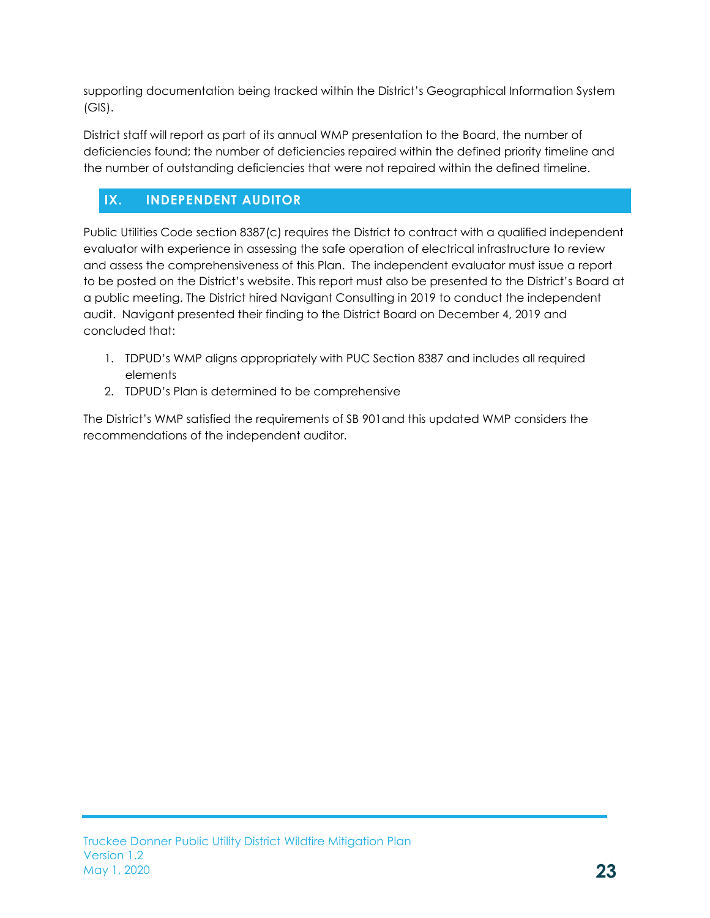supporting documentation being tracked within the District's Geographical Information System (GIS).

District staff will report as part of its annual WMP presentation to the Board, the number of deficiencies found; the number of deficiencies repaired within the defined priority timeline and the number of outstanding deficiencies that were not repaired within the defined timeline.

## IX. INDEPENDENT AUDITOR

Public Utilities Code section 8387(c) requires the District to contract with a qualified independent evaluator with experience in assessing the safe operation of electrical infrastructure to review and assess the comprehensiveness of this Plan. The independent evaluator must issue a report to be posted on the District's website. This report must also be presented to the District's Board at a public meeting. The District hired Navigant Consulting in 2019 to conduct the independent audit. Navigant presented their finding to the District Board on December 4, 2019 and concluded that:

1. TDPUD's WMP aligns appropriately with PUC Section 8387 and includes all required elements
2. TDPUD's Plan is determined to be comprehensive

The District's WMP satisfied the requirements of SB 901and this updated WMP considers the recommendations of the independent auditor.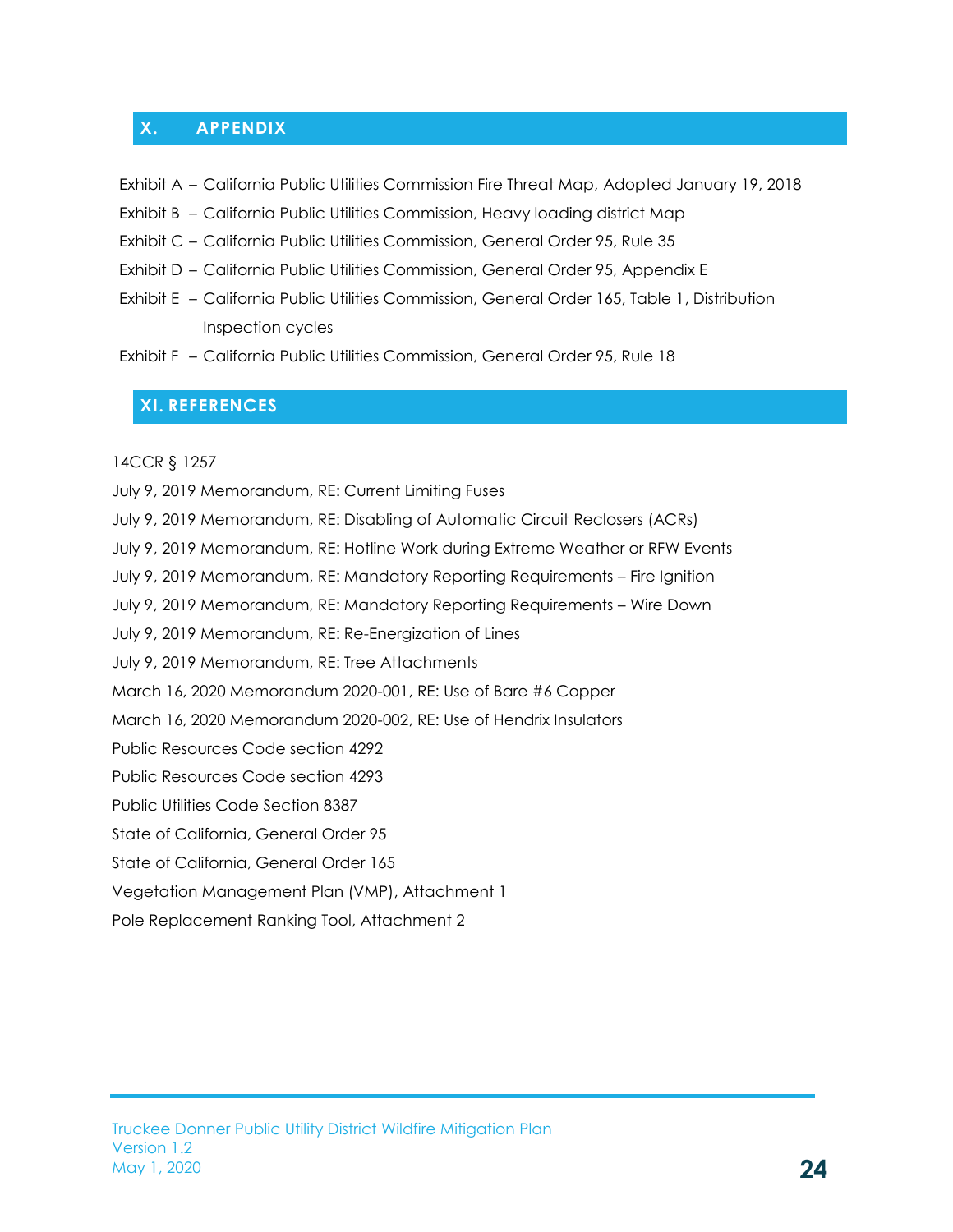## X. APPENDIX

Exhibit A – California Public Utilities Commission Fire Threat Map, Adopted January 19, 2018

Exhibit B – California Public Utilities Commission, Heavy loading district Map

Exhibit C – California Public Utilities Commission, General Order 95, Rule 35

Exhibit D – California Public Utilities Commission, General Order 95, Appendix E

Exhibit E – California Public Utilities Commission, General Order 165, Table 1, Distribution Inspection cycles

Exhibit F – California Public Utilities Commission, General Order 95, Rule 18

## XI. REFERENCES

14CCR § 1257

July 9, 2019 Memorandum, RE: Current Limiting Fuses

July 9, 2019 Memorandum, RE: Disabling of Automatic Circuit Reclosers (ACRs)

July 9, 2019 Memorandum, RE: Hotline Work during Extreme Weather or RFW Events

July 9, 2019 Memorandum, RE: Mandatory Reporting Requirements – Fire Ignition

July 9, 2019 Memorandum, RE: Mandatory Reporting Requirements – Wire Down

July 9, 2019 Memorandum, RE: Re-Energization of Lines

July 9, 2019 Memorandum, RE: Tree Attachments

March 16, 2020 Memorandum 2020-001, RE: Use of Bare #6 Copper

March 16, 2020 Memorandum 2020-002, RE: Use of Hendrix Insulators

Public Resources Code section 4292

Public Resources Code section 4293

Public Utilities Code Section 8387

State of California, General Order 95

State of California, General Order 165

Vegetation Management Plan (VMP), Attachment 1

Pole Replacement Ranking Tool, Attachment 2